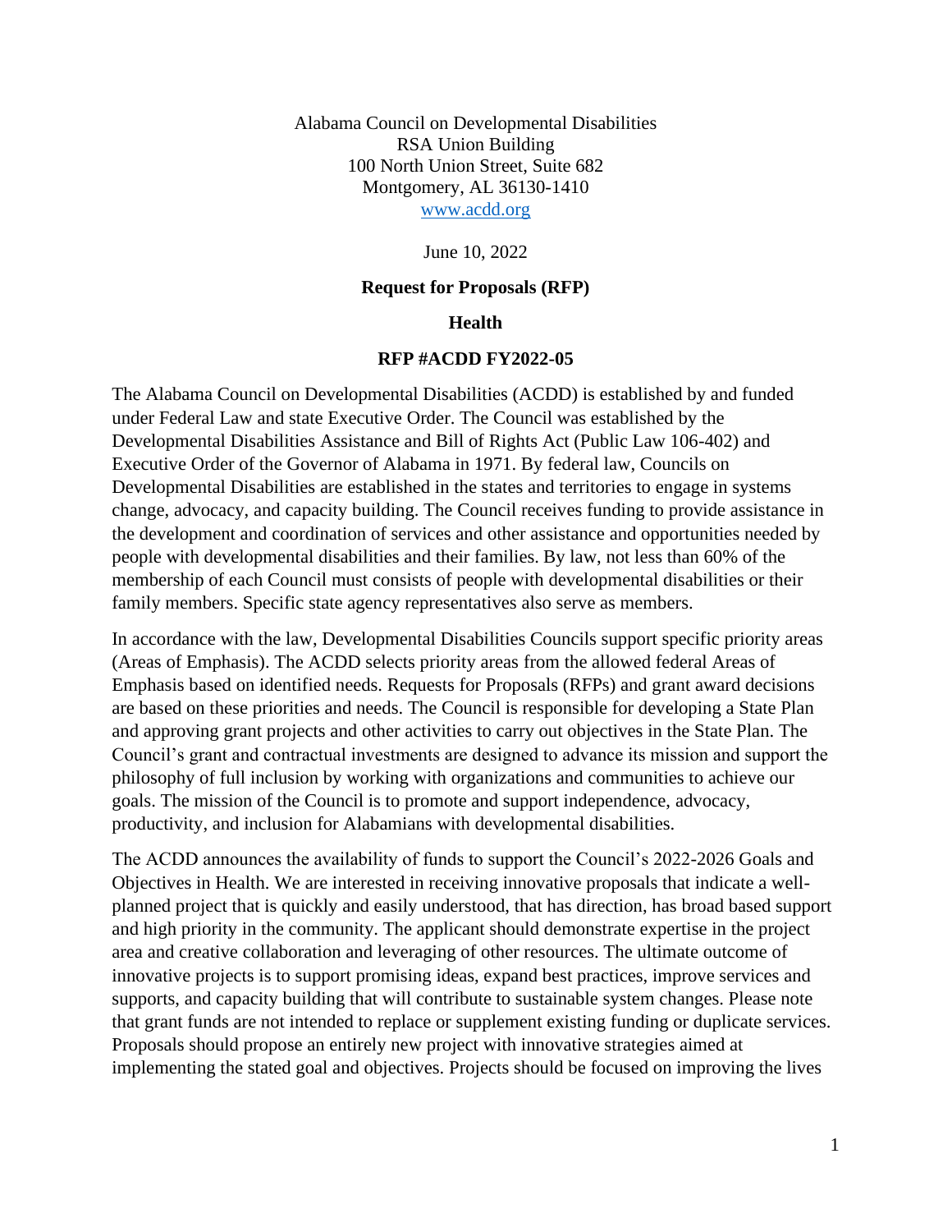Alabama Council on Developmental Disabilities
RSA Union Building
100 North Union Street, Suite 682
Montgomery, AL 36130-1410
www.acdd.org

June 10, 2022

**Request for Proposals (RFP)**

**Health**

**RFP #ACDD FY2022-05**

The Alabama Council on Developmental Disabilities (ACDD) is established by and funded under Federal Law and state Executive Order. The Council was established by the Developmental Disabilities Assistance and Bill of Rights Act (Public Law 106-402) and Executive Order of the Governor of Alabama in 1971. By federal law, Councils on Developmental Disabilities are established in the states and territories to engage in systems change, advocacy, and capacity building. The Council receives funding to provide assistance in the development and coordination of services and other assistance and opportunities needed by people with developmental disabilities and their families. By law, not less than 60% of the membership of each Council must consists of people with developmental disabilities or their family members. Specific state agency representatives also serve as members.

In accordance with the law, Developmental Disabilities Councils support specific priority areas (Areas of Emphasis). The ACDD selects priority areas from the allowed federal Areas of Emphasis based on identified needs. Requests for Proposals (RFPs) and grant award decisions are based on these priorities and needs. The Council is responsible for developing a State Plan and approving grant projects and other activities to carry out objectives in the State Plan. The Council's grant and contractual investments are designed to advance its mission and support the philosophy of full inclusion by working with organizations and communities to achieve our goals. The mission of the Council is to promote and support independence, advocacy, productivity, and inclusion for Alabamians with developmental disabilities.

The ACDD announces the availability of funds to support the Council's 2022-2026 Goals and Objectives in Health. We are interested in receiving innovative proposals that indicate a well-planned project that is quickly and easily understood, that has direction, has broad based support and high priority in the community. The applicant should demonstrate expertise in the project area and creative collaboration and leveraging of other resources. The ultimate outcome of innovative projects is to support promising ideas, expand best practices, improve services and supports, and capacity building that will contribute to sustainable system changes. Please note that grant funds are not intended to replace or supplement existing funding or duplicate services. Proposals should propose an entirely new project with innovative strategies aimed at implementing the stated goal and objectives. Projects should be focused on improving the lives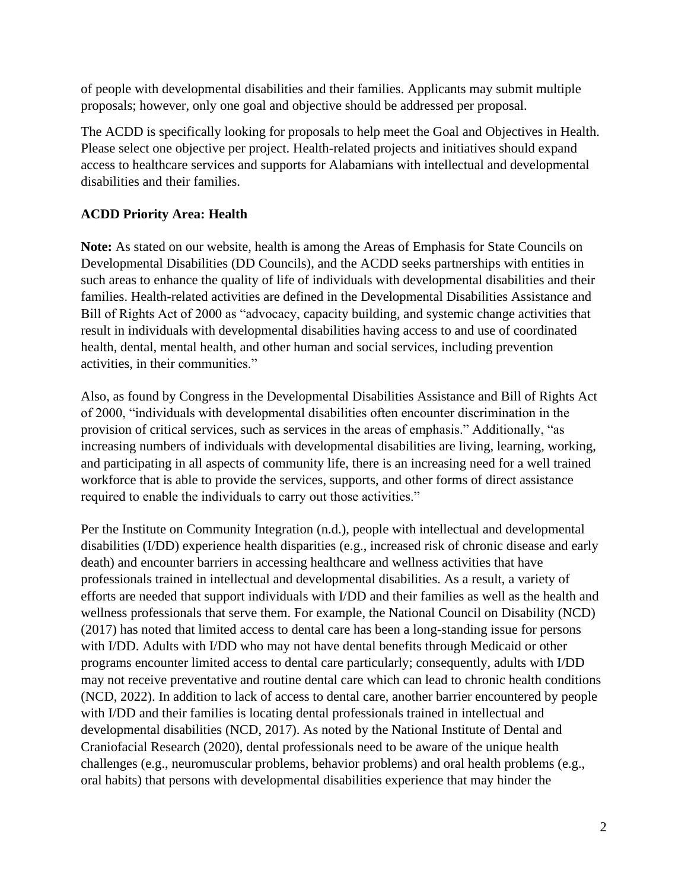of people with developmental disabilities and their families. Applicants may submit multiple proposals; however, only one goal and objective should be addressed per proposal.

The ACDD is specifically looking for proposals to help meet the Goal and Objectives in Health. Please select one objective per project. Health-related projects and initiatives should expand access to healthcare services and supports for Alabamians with intellectual and developmental disabilities and their families.

**ACDD Priority Area: Health**

**Note:** As stated on our website, health is among the Areas of Emphasis for State Councils on Developmental Disabilities (DD Councils), and the ACDD seeks partnerships with entities in such areas to enhance the quality of life of individuals with developmental disabilities and their families. Health-related activities are defined in the Developmental Disabilities Assistance and Bill of Rights Act of 2000 as "advocacy, capacity building, and systemic change activities that result in individuals with developmental disabilities having access to and use of coordinated health, dental, mental health, and other human and social services, including prevention activities, in their communities."

Also, as found by Congress in the Developmental Disabilities Assistance and Bill of Rights Act of 2000, "individuals with developmental disabilities often encounter discrimination in the provision of critical services, such as services in the areas of emphasis." Additionally, "as increasing numbers of individuals with developmental disabilities are living, learning, working, and participating in all aspects of community life, there is an increasing need for a well trained workforce that is able to provide the services, supports, and other forms of direct assistance required to enable the individuals to carry out those activities."

Per the Institute on Community Integration (n.d.), people with intellectual and developmental disabilities (I/DD) experience health disparities (e.g., increased risk of chronic disease and early death) and encounter barriers in accessing healthcare and wellness activities that have professionals trained in intellectual and developmental disabilities. As a result, a variety of efforts are needed that support individuals with I/DD and their families as well as the health and wellness professionals that serve them. For example, the National Council on Disability (NCD) (2017) has noted that limited access to dental care has been a long-standing issue for persons with I/DD. Adults with I/DD who may not have dental benefits through Medicaid or other programs encounter limited access to dental care particularly; consequently, adults with I/DD may not receive preventative and routine dental care which can lead to chronic health conditions (NCD, 2022). In addition to lack of access to dental care, another barrier encountered by people with I/DD and their families is locating dental professionals trained in intellectual and developmental disabilities (NCD, 2017). As noted by the National Institute of Dental and Craniofacial Research (2020), dental professionals need to be aware of the unique health challenges (e.g., neuromuscular problems, behavior problems) and oral health problems (e.g., oral habits) that persons with developmental disabilities experience that may hinder the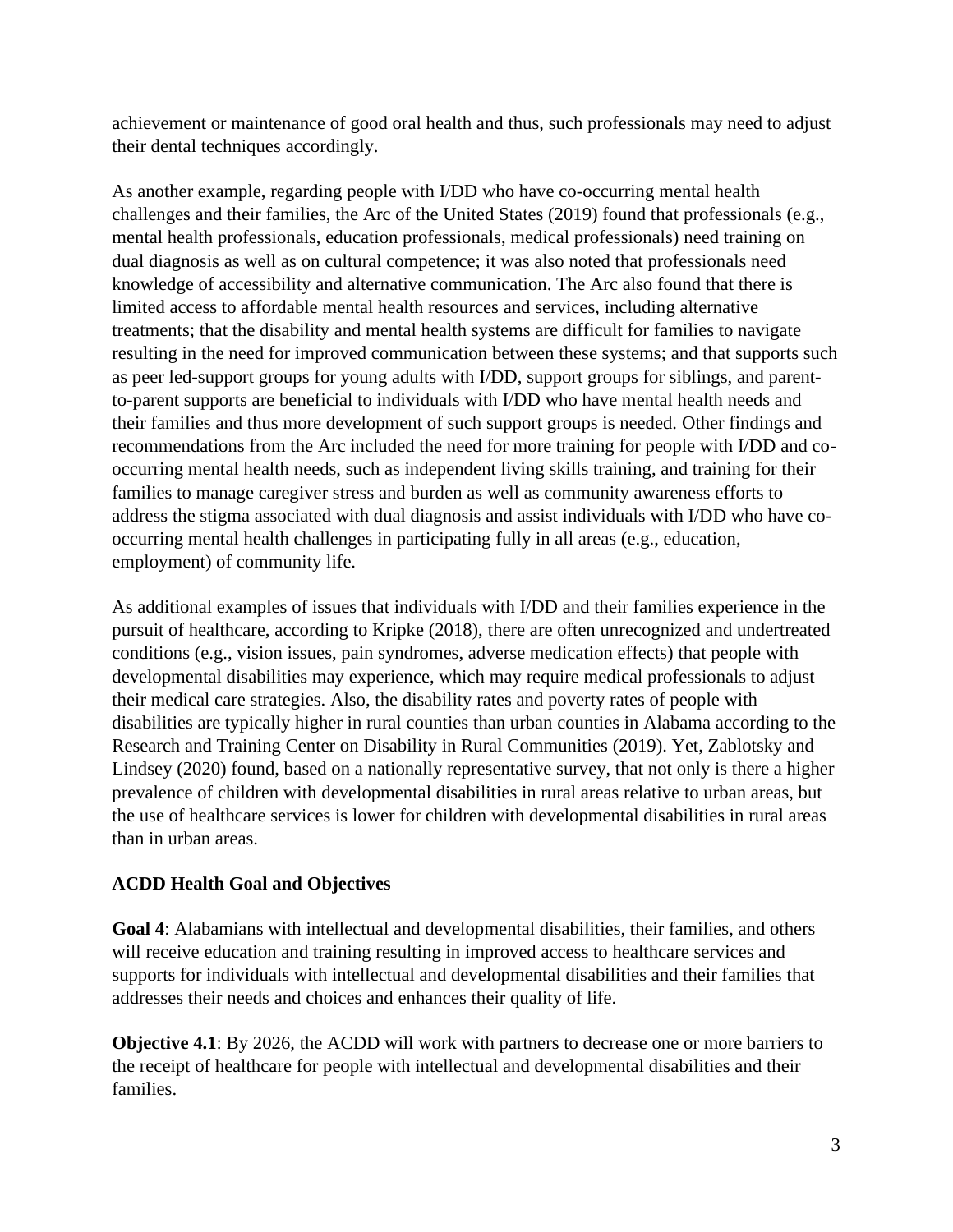achievement or maintenance of good oral health and thus, such professionals may need to adjust their dental techniques accordingly.

As another example, regarding people with I/DD who have co-occurring mental health challenges and their families, the Arc of the United States (2019) found that professionals (e.g., mental health professionals, education professionals, medical professionals) need training on dual diagnosis as well as on cultural competence; it was also noted that professionals need knowledge of accessibility and alternative communication. The Arc also found that there is limited access to affordable mental health resources and services, including alternative treatments; that the disability and mental health systems are difficult for families to navigate resulting in the need for improved communication between these systems; and that supports such as peer led-support groups for young adults with I/DD, support groups for siblings, and parent-to-parent supports are beneficial to individuals with I/DD who have mental health needs and their families and thus more development of such support groups is needed. Other findings and recommendations from the Arc included the need for more training for people with I/DD and co-occurring mental health needs, such as independent living skills training, and training for their families to manage caregiver stress and burden as well as community awareness efforts to address the stigma associated with dual diagnosis and assist individuals with I/DD who have co-occurring mental health challenges in participating fully in all areas (e.g., education, employment) of community life.

As additional examples of issues that individuals with I/DD and their families experience in the pursuit of healthcare, according to Kripke (2018), there are often unrecognized and undertreated conditions (e.g., vision issues, pain syndromes, adverse medication effects) that people with developmental disabilities may experience, which may require medical professionals to adjust their medical care strategies. Also, the disability rates and poverty rates of people with disabilities are typically higher in rural counties than urban counties in Alabama according to the Research and Training Center on Disability in Rural Communities (2019). Yet, Zablotsky and Lindsey (2020) found, based on a nationally representative survey, that not only is there a higher prevalence of children with developmental disabilities in rural areas relative to urban areas, but the use of healthcare services is lower for children with developmental disabilities in rural areas than in urban areas.

## ACDD Health Goal and Objectives

**Goal 4**: Alabamians with intellectual and developmental disabilities, their families, and others will receive education and training resulting in improved access to healthcare services and supports for individuals with intellectual and developmental disabilities and their families that addresses their needs and choices and enhances their quality of life.

**Objective 4.1**: By 2026, the ACDD will work with partners to decrease one or more barriers to the receipt of healthcare for people with intellectual and developmental disabilities and their families.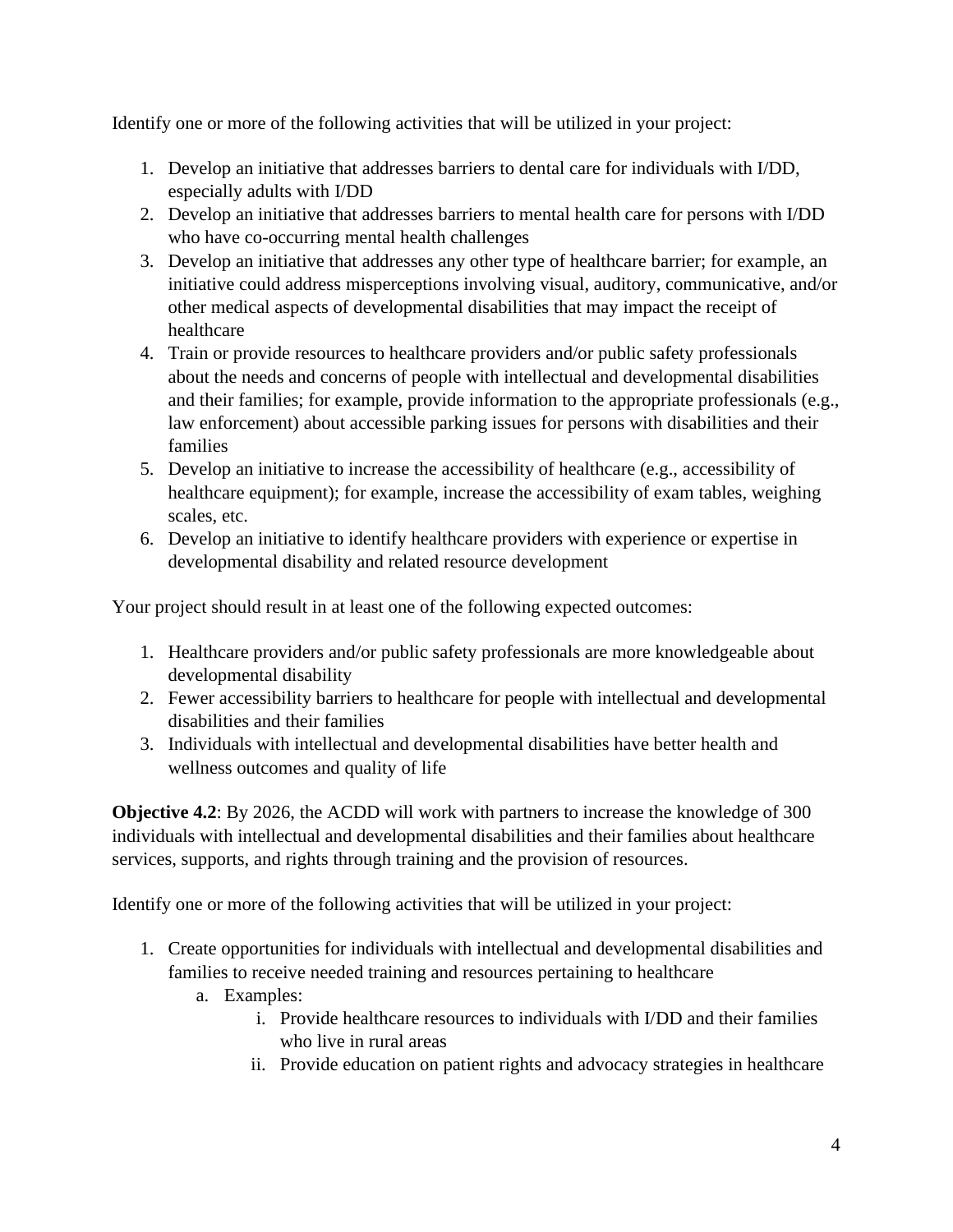Identify one or more of the following activities that will be utilized in your project:

1. Develop an initiative that addresses barriers to dental care for individuals with I/DD, especially adults with I/DD
2. Develop an initiative that addresses barriers to mental health care for persons with I/DD who have co-occurring mental health challenges
3. Develop an initiative that addresses any other type of healthcare barrier; for example, an initiative could address misperceptions involving visual, auditory, communicative, and/or other medical aspects of developmental disabilities that may impact the receipt of healthcare
4. Train or provide resources to healthcare providers and/or public safety professionals about the needs and concerns of people with intellectual and developmental disabilities and their families; for example, provide information to the appropriate professionals (e.g., law enforcement) about accessible parking issues for persons with disabilities and their families
5. Develop an initiative to increase the accessibility of healthcare (e.g., accessibility of healthcare equipment); for example, increase the accessibility of exam tables, weighing scales, etc.
6. Develop an initiative to identify healthcare providers with experience or expertise in developmental disability and related resource development

Your project should result in at least one of the following expected outcomes:

1. Healthcare providers and/or public safety professionals are more knowledgeable about developmental disability
2. Fewer accessibility barriers to healthcare for people with intellectual and developmental disabilities and their families
3. Individuals with intellectual and developmental disabilities have better health and wellness outcomes and quality of life

**Objective 4.2**: By 2026, the ACDD will work with partners to increase the knowledge of 300 individuals with intellectual and developmental disabilities and their families about healthcare services, supports, and rights through training and the provision of resources.

Identify one or more of the following activities that will be utilized in your project:

1. Create opportunities for individuals with intellectual and developmental disabilities and families to receive needed training and resources pertaining to healthcare
   a. Examples:
      i. Provide healthcare resources to individuals with I/DD and their families who live in rural areas
      ii. Provide education on patient rights and advocacy strategies in healthcare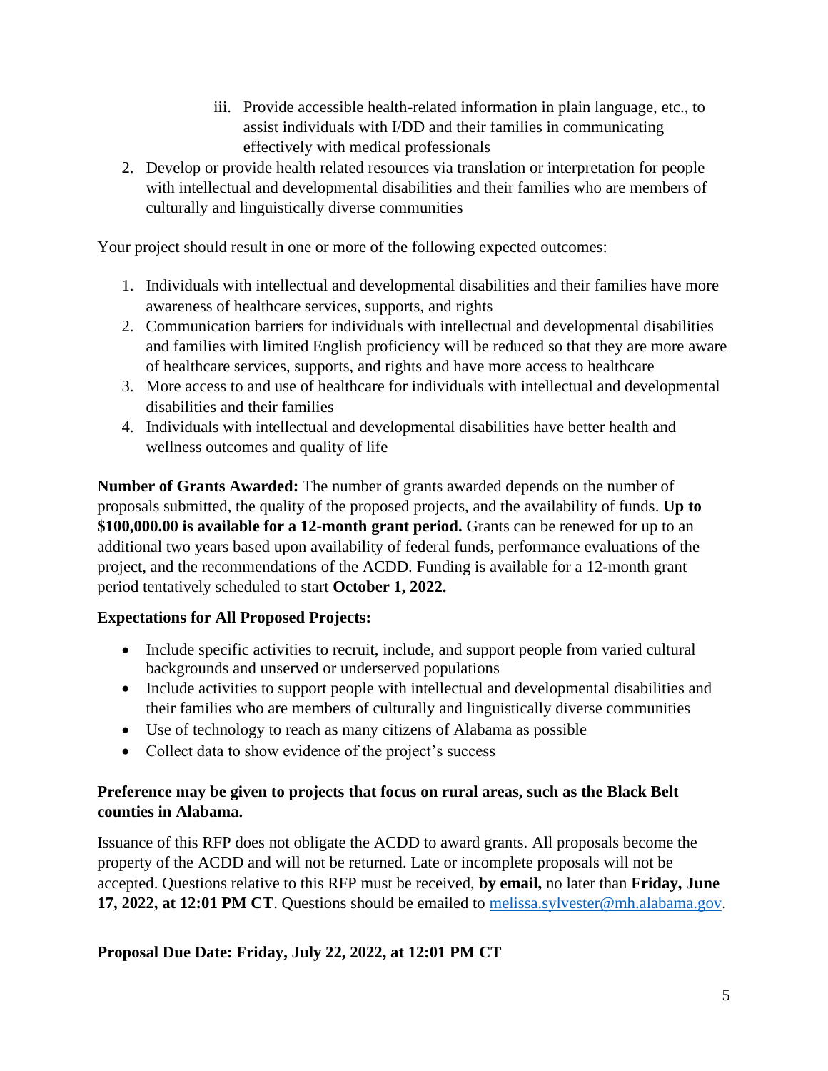iii. Provide accessible health-related information in plain language, etc., to assist individuals with I/DD and their families in communicating effectively with medical professionals

2. Develop or provide health related resources via translation or interpretation for people with intellectual and developmental disabilities and their families who are members of culturally and linguistically diverse communities

Your project should result in one or more of the following expected outcomes:

1. Individuals with intellectual and developmental disabilities and their families have more awareness of healthcare services, supports, and rights
2. Communication barriers for individuals with intellectual and developmental disabilities and families with limited English proficiency will be reduced so that they are more aware of healthcare services, supports, and rights and have more access to healthcare
3. More access to and use of healthcare for individuals with intellectual and developmental disabilities and their families
4. Individuals with intellectual and developmental disabilities have better health and wellness outcomes and quality of life

**Number of Grants Awarded:** The number of grants awarded depends on the number of proposals submitted, the quality of the proposed projects, and the availability of funds. **Up to $100,000.00 is available for a 12-month grant period.** Grants can be renewed for up to an additional two years based upon availability of federal funds, performance evaluations of the project, and the recommendations of the ACDD. Funding is available for a 12-month grant period tentatively scheduled to start **October 1, 2022.**

**Expectations for All Proposed Projects:**

- Include specific activities to recruit, include, and support people from varied cultural backgrounds and unserved or underserved populations
- Include activities to support people with intellectual and developmental disabilities and their families who are members of culturally and linguistically diverse communities
- Use of technology to reach as many citizens of Alabama as possible
- Collect data to show evidence of the project's success

**Preference may be given to projects that focus on rural areas, such as the Black Belt counties in Alabama.**

Issuance of this RFP does not obligate the ACDD to award grants. All proposals become the property of the ACDD and will not be returned. Late or incomplete proposals will not be accepted. Questions relative to this RFP must be received, **by email,** no later than **Friday, June 17, 2022, at 12:01 PM CT**. Questions should be emailed to melissa.sylvester@mh.alabama.gov.

**Proposal Due Date: Friday, July 22, 2022, at 12:01 PM CT**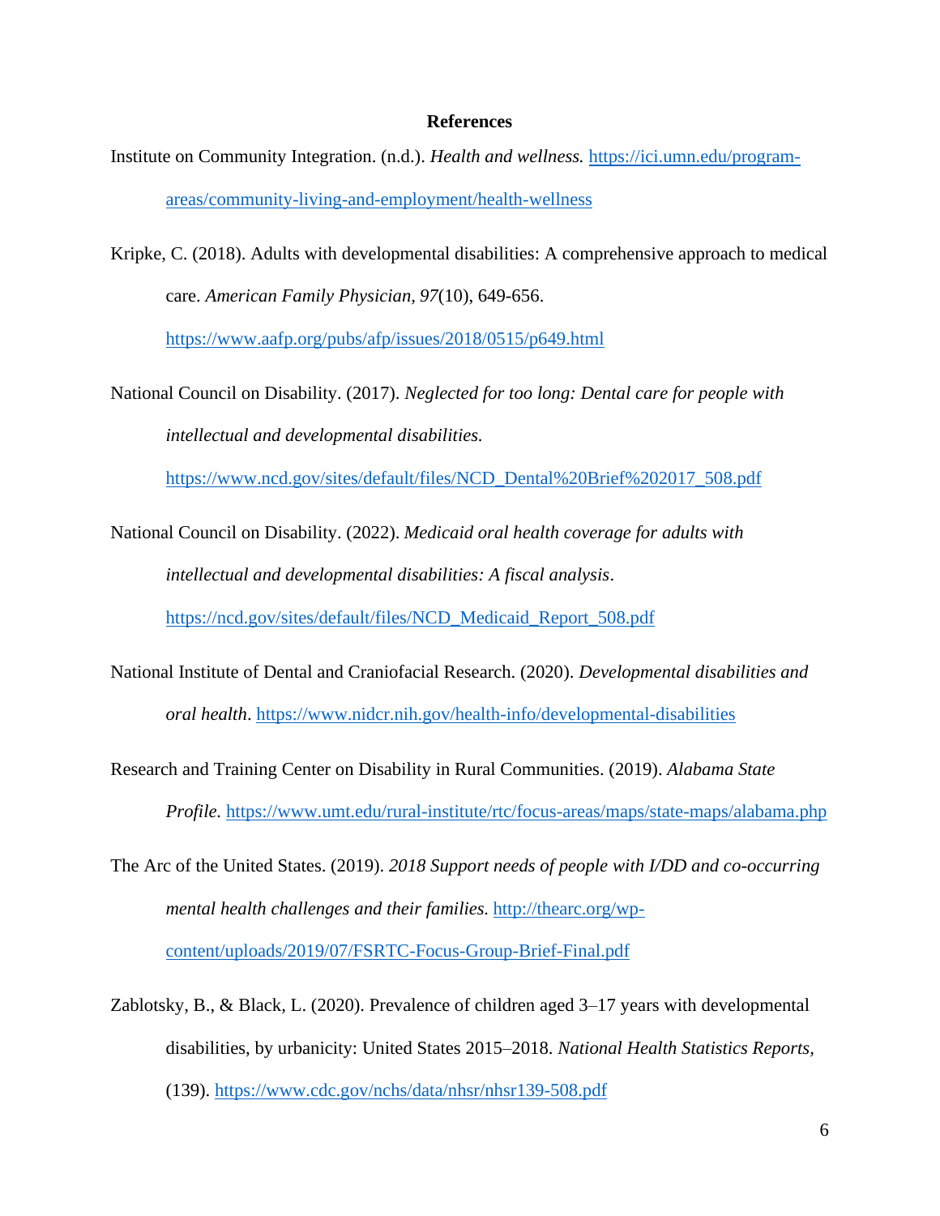## References

Institute on Community Integration. (n.d.). *Health and wellness.* https://ici.umn.edu/program-areas/community-living-and-employment/health-wellness

Kripke, C. (2018). Adults with developmental disabilities: A comprehensive approach to medical care. *American Family Physician, 97*(10), 649-656. https://www.aafp.org/pubs/afp/issues/2018/0515/p649.html

National Council on Disability. (2017). *Neglected for too long: Dental care for people with intellectual and developmental disabilities.* https://www.ncd.gov/sites/default/files/NCD_Dental%20Brief%202017_508.pdf

National Council on Disability. (2022). *Medicaid oral health coverage for adults with intellectual and developmental disabilities: A fiscal analysis*. https://ncd.gov/sites/default/files/NCD_Medicaid_Report_508.pdf

National Institute of Dental and Craniofacial Research. (2020). *Developmental disabilities and oral health*. https://www.nidcr.nih.gov/health-info/developmental-disabilities

Research and Training Center on Disability in Rural Communities. (2019). *Alabama State Profile.* https://www.umt.edu/rural-institute/rtc/focus-areas/maps/state-maps/alabama.php

The Arc of the United States. (2019). *2018 Support needs of people with I/DD and co-occurring mental health challenges and their families.* http://thearc.org/wp-content/uploads/2019/07/FSRTC-Focus-Group-Brief-Final.pdf

Zablotsky, B., & Black, L. (2020). Prevalence of children aged 3–17 years with developmental disabilities, by urbanicity: United States 2015–2018. *National Health Statistics Reports*, (139). https://www.cdc.gov/nchs/data/nhsr/nhsr139-508.pdf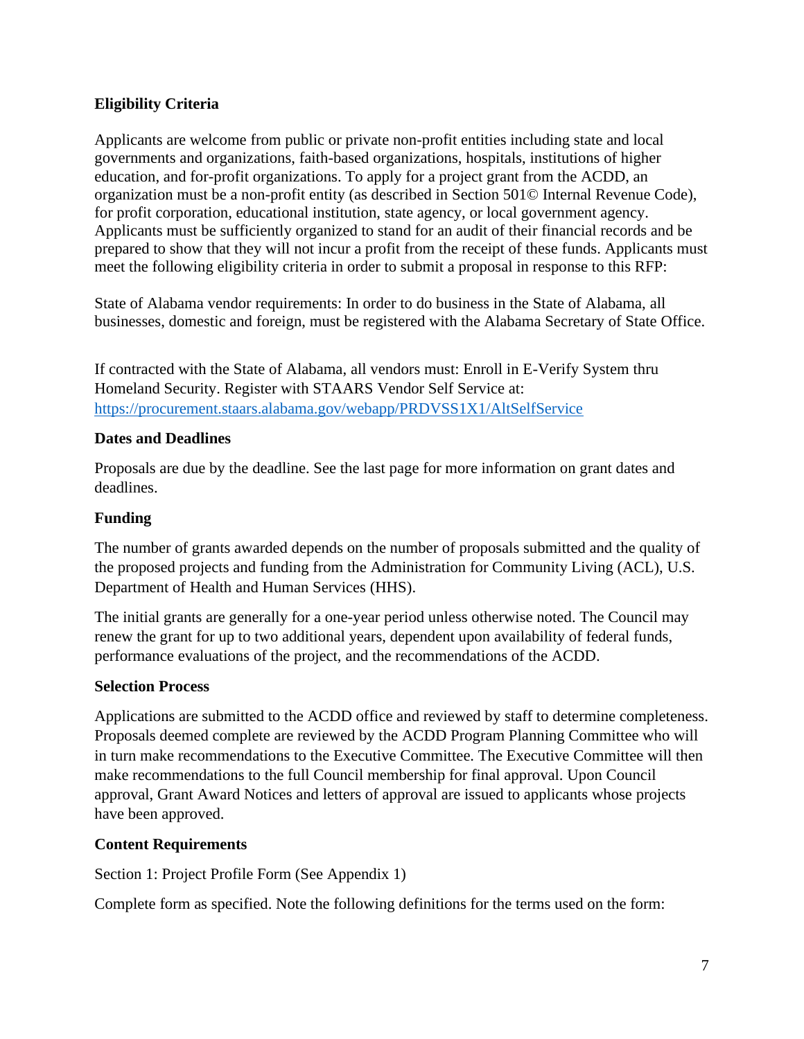**Eligibility Criteria**

Applicants are welcome from public or private non-profit entities including state and local governments and organizations, faith-based organizations, hospitals, institutions of higher education, and for-profit organizations. To apply for a project grant from the ACDD, an organization must be a non-profit entity (as described in Section 501© Internal Revenue Code), for profit corporation, educational institution, state agency, or local government agency. Applicants must be sufficiently organized to stand for an audit of their financial records and be prepared to show that they will not incur a profit from the receipt of these funds. Applicants must meet the following eligibility criteria in order to submit a proposal in response to this RFP:

State of Alabama vendor requirements: In order to do business in the State of Alabama, all businesses, domestic and foreign, must be registered with the Alabama Secretary of State Office.

If contracted with the State of Alabama, all vendors must: Enroll in E-Verify System thru Homeland Security. Register with STAARS Vendor Self Service at: https://procurement.staars.alabama.gov/webapp/PRDVSS1X1/AltSelfService

**Dates and Deadlines**

Proposals are due by the deadline. See the last page for more information on grant dates and deadlines.

**Funding**

The number of grants awarded depends on the number of proposals submitted and the quality of the proposed projects and funding from the Administration for Community Living (ACL), U.S. Department of Health and Human Services (HHS).

The initial grants are generally for a one-year period unless otherwise noted. The Council may renew the grant for up to two additional years, dependent upon availability of federal funds, performance evaluations of the project, and the recommendations of the ACDD.

**Selection Process**

Applications are submitted to the ACDD office and reviewed by staff to determine completeness. Proposals deemed complete are reviewed by the ACDD Program Planning Committee who will in turn make recommendations to the Executive Committee. The Executive Committee will then make recommendations to the full Council membership for final approval. Upon Council approval, Grant Award Notices and letters of approval are issued to applicants whose projects have been approved.

**Content Requirements**

Section 1: Project Profile Form (See Appendix 1)

Complete form as specified. Note the following definitions for the terms used on the form: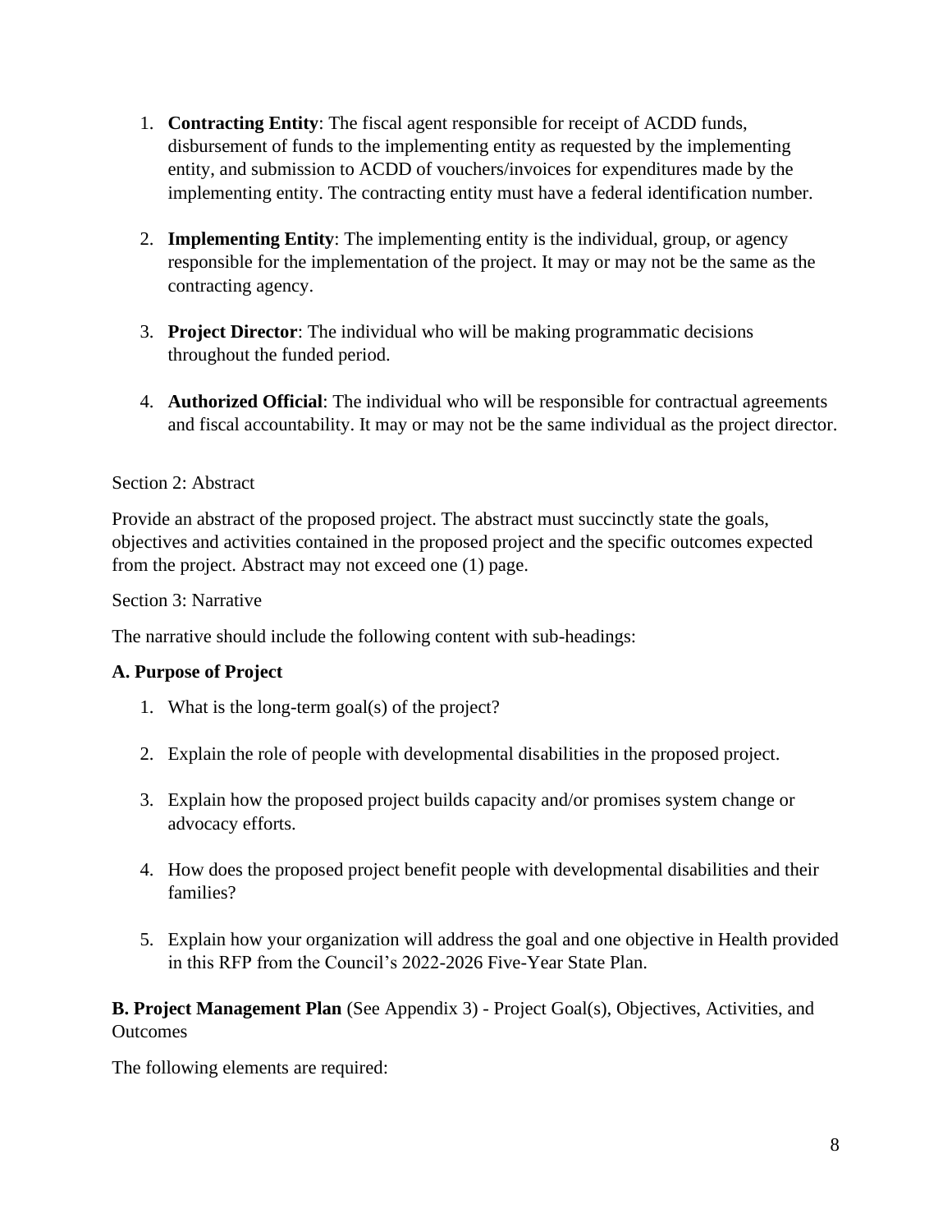1. **Contracting Entity**: The fiscal agent responsible for receipt of ACDD funds, disbursement of funds to the implementing entity as requested by the implementing entity, and submission to ACDD of vouchers/invoices for expenditures made by the implementing entity. The contracting entity must have a federal identification number.

2. **Implementing Entity**: The implementing entity is the individual, group, or agency responsible for the implementation of the project. It may or may not be the same as the contracting agency.

3. **Project Director**: The individual who will be making programmatic decisions throughout the funded period.

4. **Authorized Official**: The individual who will be responsible for contractual agreements and fiscal accountability. It may or may not be the same individual as the project director.

Section 2: Abstract

Provide an abstract of the proposed project. The abstract must succinctly state the goals, objectives and activities contained in the proposed project and the specific outcomes expected from the project. Abstract may not exceed one (1) page.

Section 3: Narrative

The narrative should include the following content with sub-headings:

**A. Purpose of Project**

1. What is the long-term goal(s) of the project?

2. Explain the role of people with developmental disabilities in the proposed project.

3. Explain how the proposed project builds capacity and/or promises system change or advocacy efforts.

4. How does the proposed project benefit people with developmental disabilities and their families?

5. Explain how your organization will address the goal and one objective in Health provided in this RFP from the Council's 2022-2026 Five-Year State Plan.

**B. Project Management Plan** (See Appendix 3) - Project Goal(s), Objectives, Activities, and Outcomes

The following elements are required: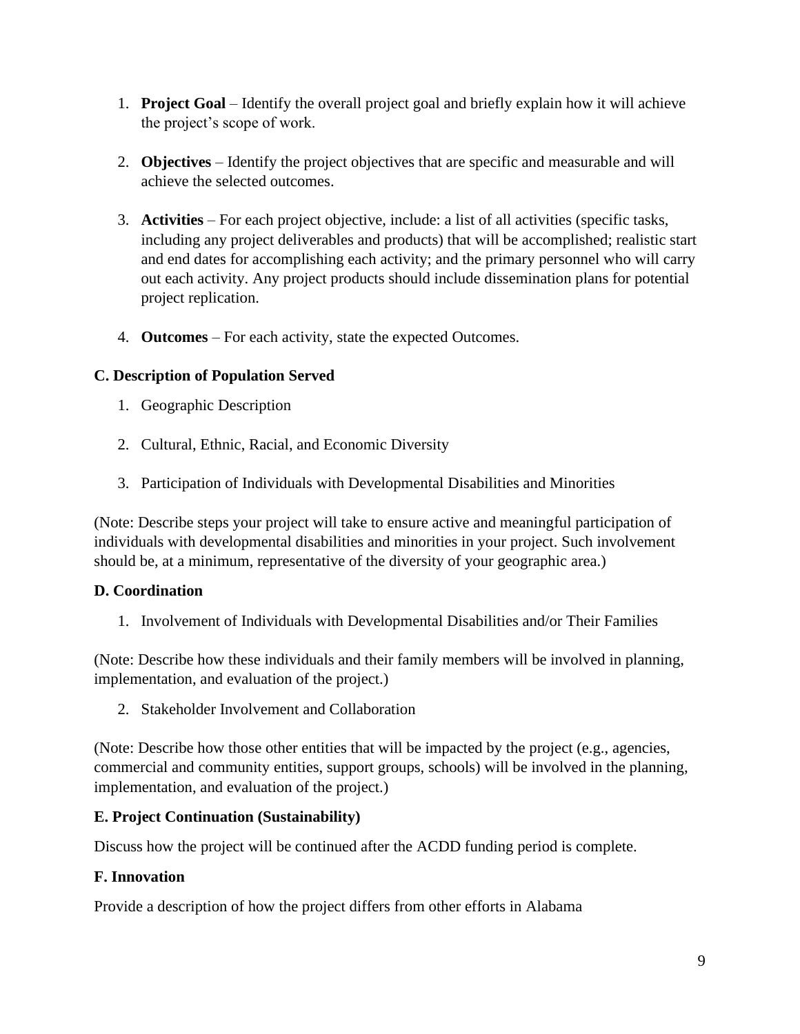1. **Project Goal** – Identify the overall project goal and briefly explain how it will achieve the project's scope of work.

2. **Objectives** – Identify the project objectives that are specific and measurable and will achieve the selected outcomes.

3. **Activities** – For each project objective, include: a list of all activities (specific tasks, including any project deliverables and products) that will be accomplished; realistic start and end dates for accomplishing each activity; and the primary personnel who will carry out each activity. Any project products should include dissemination plans for potential project replication.

4. **Outcomes** – For each activity, state the expected Outcomes.

**C. Description of Population Served**

1. Geographic Description

2. Cultural, Ethnic, Racial, and Economic Diversity

3. Participation of Individuals with Developmental Disabilities and Minorities

(Note: Describe steps your project will take to ensure active and meaningful participation of individuals with developmental disabilities and minorities in your project. Such involvement should be, at a minimum, representative of the diversity of your geographic area.)

**D. Coordination**

1. Involvement of Individuals with Developmental Disabilities and/or Their Families

(Note: Describe how these individuals and their family members will be involved in planning, implementation, and evaluation of the project.)

2. Stakeholder Involvement and Collaboration

(Note: Describe how those other entities that will be impacted by the project (e.g., agencies, commercial and community entities, support groups, schools) will be involved in the planning, implementation, and evaluation of the project.)

**E. Project Continuation (Sustainability)**

Discuss how the project will be continued after the ACDD funding period is complete.

**F. Innovation**

Provide a description of how the project differs from other efforts in Alabama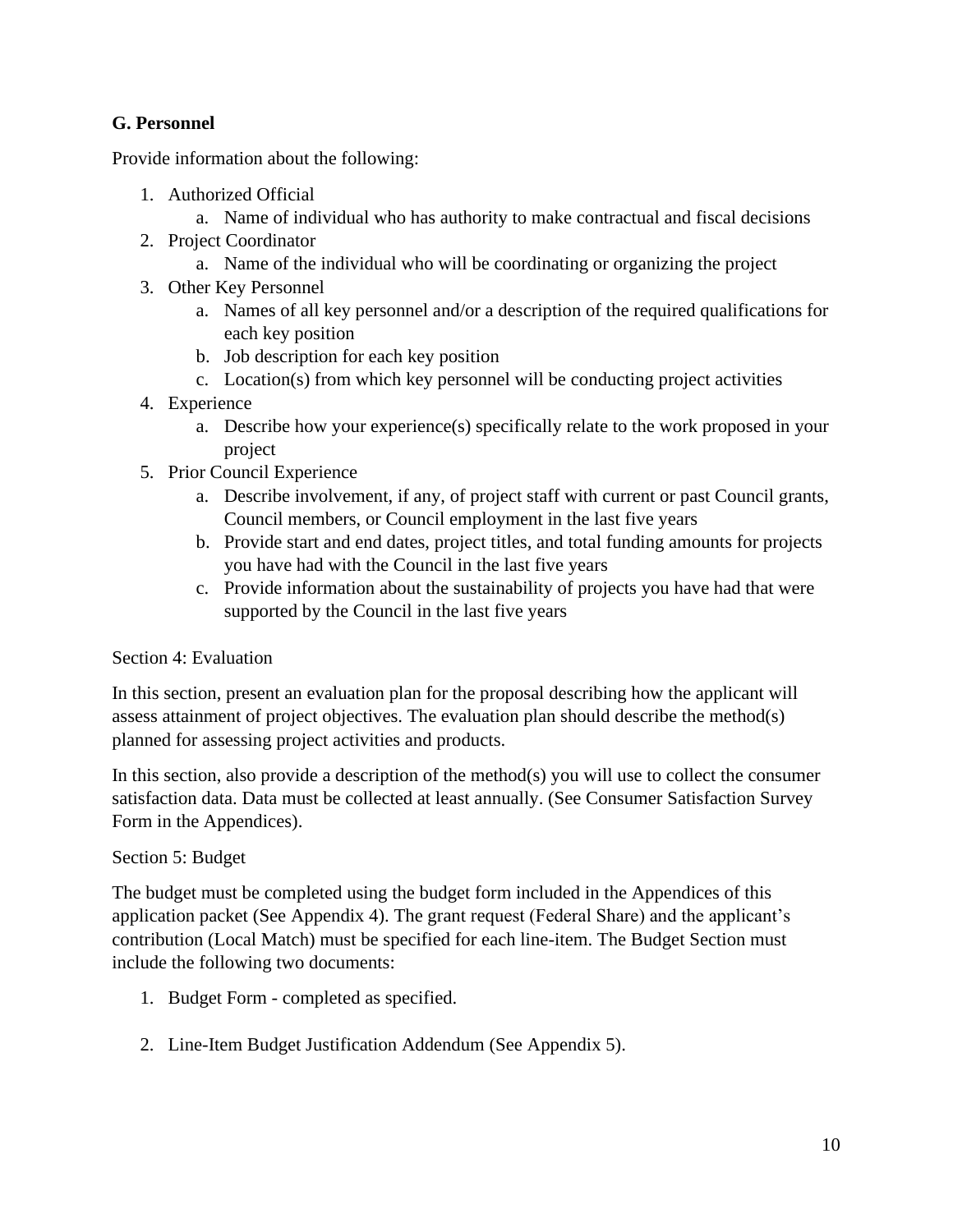### G. Personnel

Provide information about the following:

1. Authorized Official
   a. Name of individual who has authority to make contractual and fiscal decisions
2. Project Coordinator
   a. Name of the individual who will be coordinating or organizing the project
3. Other Key Personnel
   a. Names of all key personnel and/or a description of the required qualifications for each key position
   b. Job description for each key position
   c. Location(s) from which key personnel will be conducting project activities
4. Experience
   a. Describe how your experience(s) specifically relate to the work proposed in your project
5. Prior Council Experience
   a. Describe involvement, if any, of project staff with current or past Council grants, Council members, or Council employment in the last five years
   b. Provide start and end dates, project titles, and total funding amounts for projects you have had with the Council in the last five years
   c. Provide information about the sustainability of projects you have had that were supported by the Council in the last five years

## Section 4: Evaluation

In this section, present an evaluation plan for the proposal describing how the applicant will assess attainment of project objectives. The evaluation plan should describe the method(s) planned for assessing project activities and products.

In this section, also provide a description of the method(s) you will use to collect the consumer satisfaction data. Data must be collected at least annually. (See Consumer Satisfaction Survey Form in the Appendices).

## Section 5: Budget

The budget must be completed using the budget form included in the Appendices of this application packet (See Appendix 4). The grant request (Federal Share) and the applicant's contribution (Local Match) must be specified for each line-item. The Budget Section must include the following two documents:

1. Budget Form - completed as specified.

2. Line-Item Budget Justification Addendum (See Appendix 5).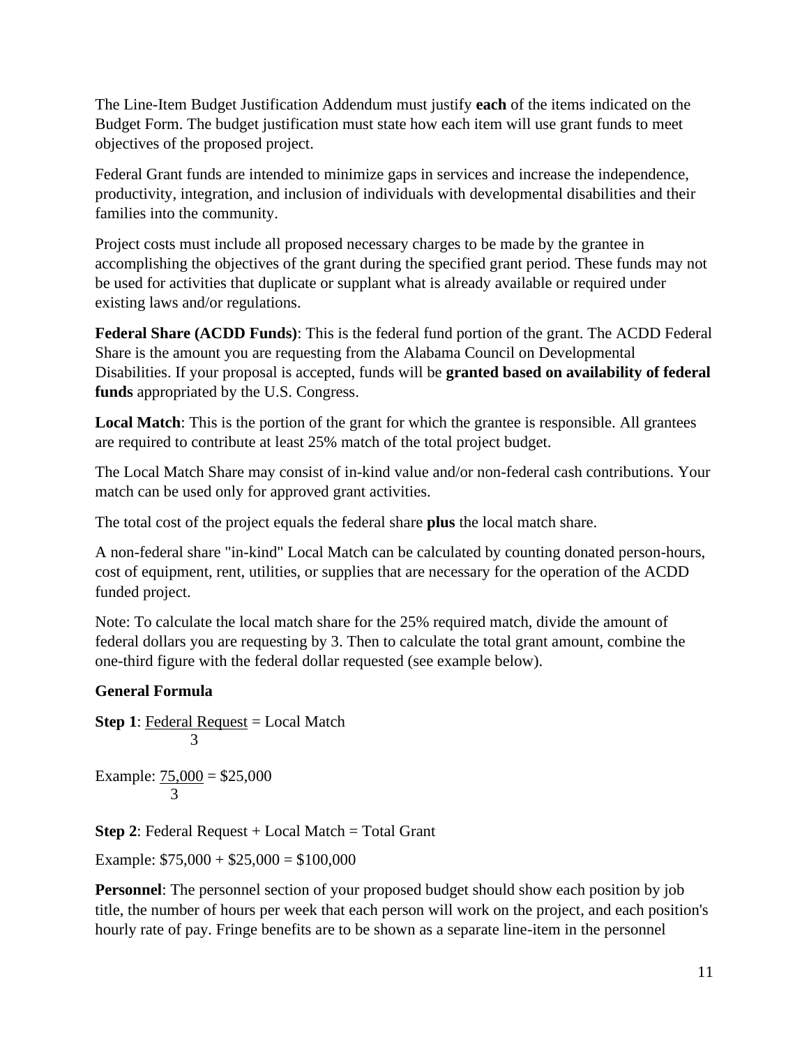The Line-Item Budget Justification Addendum must justify **each** of the items indicated on the Budget Form. The budget justification must state how each item will use grant funds to meet objectives of the proposed project.

Federal Grant funds are intended to minimize gaps in services and increase the independence, productivity, integration, and inclusion of individuals with developmental disabilities and their families into the community.

Project costs must include all proposed necessary charges to be made by the grantee in accomplishing the objectives of the grant during the specified grant period. These funds may not be used for activities that duplicate or supplant what is already available or required under existing laws and/or regulations.

**Federal Share (ACDD Funds)**: This is the federal fund portion of the grant. The ACDD Federal Share is the amount you are requesting from the Alabama Council on Developmental Disabilities. If your proposal is accepted, funds will be **granted based on availability of federal funds** appropriated by the U.S. Congress.

**Local Match**: This is the portion of the grant for which the grantee is responsible. All grantees are required to contribute at least 25% match of the total project budget.

The Local Match Share may consist of in-kind value and/or non-federal cash contributions. Your match can be used only for approved grant activities.

The total cost of the project equals the federal share **plus** the local match share.

A non-federal share "in-kind" Local Match can be calculated by counting donated person-hours, cost of equipment, rent, utilities, or supplies that are necessary for the operation of the ACDD funded project.

Note: To calculate the local match share for the 25% required match, divide the amount of federal dollars you are requesting by 3. Then to calculate the total grant amount, combine the one-third figure with the federal dollar requested (see example below).

**General Formula**

**Step 1**: $\frac{\text{Federal Request}}{3}$ = Local Match

Example: $\frac{75{,}000}{3}$ = $25,000

**Step 2**: Federal Request + Local Match = Total Grant

Example: $75,000 + $25,000 = $100,000

**Personnel**: The personnel section of your proposed budget should show each position by job title, the number of hours per week that each person will work on the project, and each position's hourly rate of pay. Fringe benefits are to be shown as a separate line-item in the personnel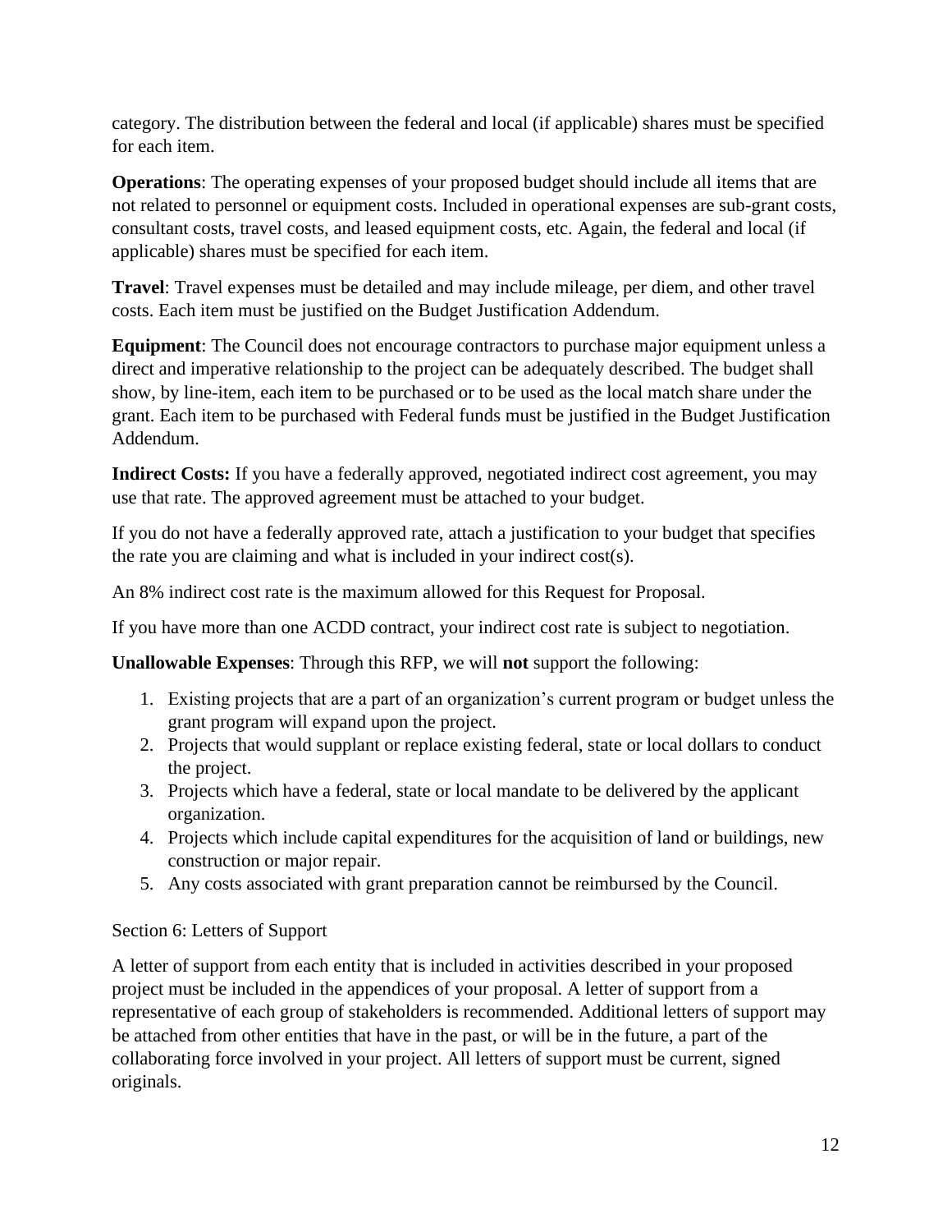category. The distribution between the federal and local (if applicable) shares must be specified for each item.

**Operations**: The operating expenses of your proposed budget should include all items that are not related to personnel or equipment costs. Included in operational expenses are sub-grant costs, consultant costs, travel costs, and leased equipment costs, etc. Again, the federal and local (if applicable) shares must be specified for each item.

**Travel**: Travel expenses must be detailed and may include mileage, per diem, and other travel costs. Each item must be justified on the Budget Justification Addendum.

**Equipment**: The Council does not encourage contractors to purchase major equipment unless a direct and imperative relationship to the project can be adequately described. The budget shall show, by line-item, each item to be purchased or to be used as the local match share under the grant. Each item to be purchased with Federal funds must be justified in the Budget Justification Addendum.

**Indirect Costs:** If you have a federally approved, negotiated indirect cost agreement, you may use that rate. The approved agreement must be attached to your budget.

If you do not have a federally approved rate, attach a justification to your budget that specifies the rate you are claiming and what is included in your indirect cost(s).

An 8% indirect cost rate is the maximum allowed for this Request for Proposal.

If you have more than one ACDD contract, your indirect cost rate is subject to negotiation.

**Unallowable Expenses**: Through this RFP, we will **not** support the following:

1. Existing projects that are a part of an organization's current program or budget unless the grant program will expand upon the project.
2. Projects that would supplant or replace existing federal, state or local dollars to conduct the project.
3. Projects which have a federal, state or local mandate to be delivered by the applicant organization.
4. Projects which include capital expenditures for the acquisition of land or buildings, new construction or major repair.
5. Any costs associated with grant preparation cannot be reimbursed by the Council.

## Section 6: Letters of Support

A letter of support from each entity that is included in activities described in your proposed project must be included in the appendices of your proposal. A letter of support from a representative of each group of stakeholders is recommended. Additional letters of support may be attached from other entities that have in the past, or will be in the future, a part of the collaborating force involved in your project. All letters of support must be current, signed originals.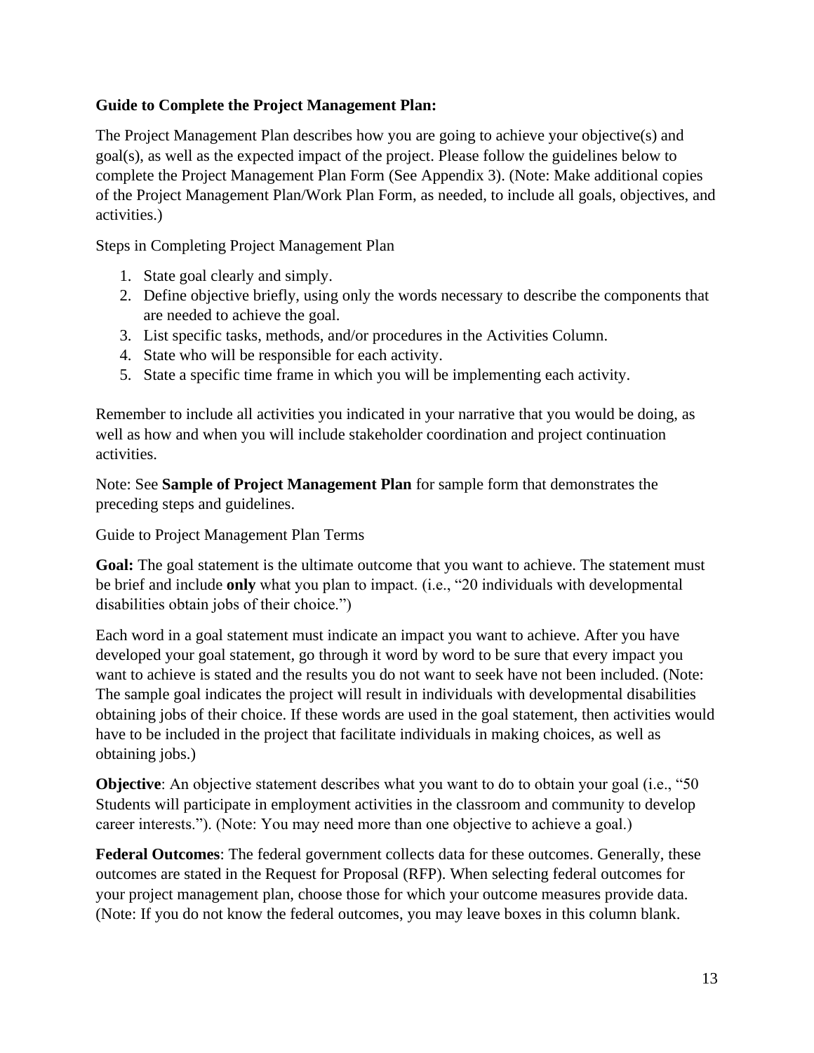**Guide to Complete the Project Management Plan:**

The Project Management Plan describes how you are going to achieve your objective(s) and goal(s), as well as the expected impact of the project. Please follow the guidelines below to complete the Project Management Plan Form (See Appendix 3). (Note: Make additional copies of the Project Management Plan/Work Plan Form, as needed, to include all goals, objectives, and activities.)

Steps in Completing Project Management Plan

1. State goal clearly and simply.
2. Define objective briefly, using only the words necessary to describe the components that are needed to achieve the goal.
3. List specific tasks, methods, and/or procedures in the Activities Column.
4. State who will be responsible for each activity.
5. State a specific time frame in which you will be implementing each activity.

Remember to include all activities you indicated in your narrative that you would be doing, as well as how and when you will include stakeholder coordination and project continuation activities.

Note: See **Sample of Project Management Plan** for sample form that demonstrates the preceding steps and guidelines.

Guide to Project Management Plan Terms

**Goal:** The goal statement is the ultimate outcome that you want to achieve. The statement must be brief and include **only** what you plan to impact. (i.e., "20 individuals with developmental disabilities obtain jobs of their choice.")

Each word in a goal statement must indicate an impact you want to achieve. After you have developed your goal statement, go through it word by word to be sure that every impact you want to achieve is stated and the results you do not want to seek have not been included. (Note: The sample goal indicates the project will result in individuals with developmental disabilities obtaining jobs of their choice. If these words are used in the goal statement, then activities would have to be included in the project that facilitate individuals in making choices, as well as obtaining jobs.)

**Objective**: An objective statement describes what you want to do to obtain your goal (i.e., "50 Students will participate in employment activities in the classroom and community to develop career interests."). (Note: You may need more than one objective to achieve a goal.)

**Federal Outcomes**: The federal government collects data for these outcomes. Generally, these outcomes are stated in the Request for Proposal (RFP). When selecting federal outcomes for your project management plan, choose those for which your outcome measures provide data. (Note: If you do not know the federal outcomes, you may leave boxes in this column blank.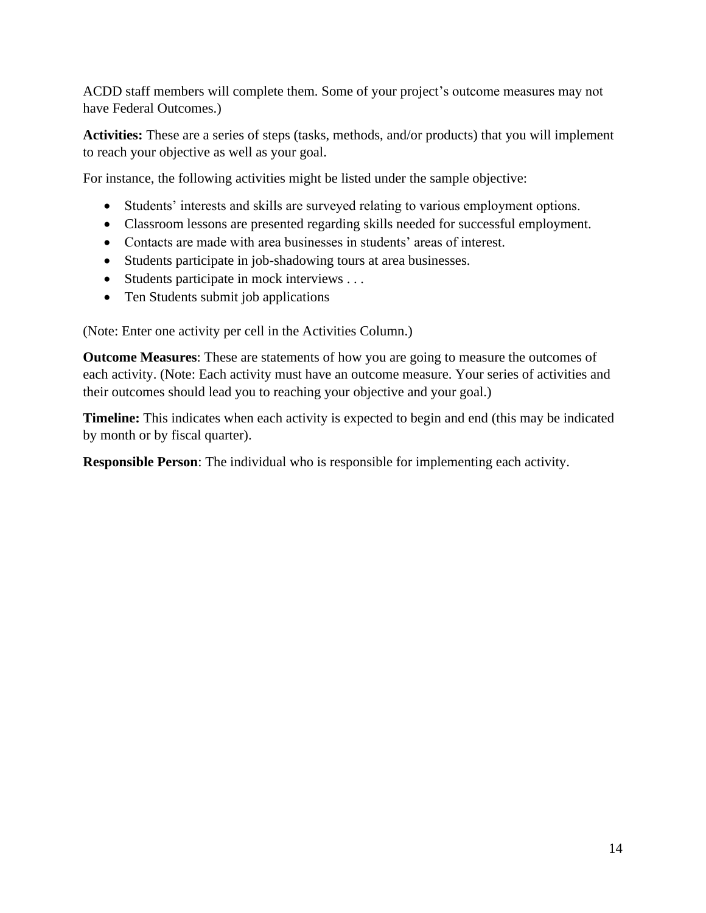ACDD staff members will complete them. Some of your project's outcome measures may not have Federal Outcomes.)

**Activities:** These are a series of steps (tasks, methods, and/or products) that you will implement to reach your objective as well as your goal.

For instance, the following activities might be listed under the sample objective:

- Students' interests and skills are surveyed relating to various employment options.
- Classroom lessons are presented regarding skills needed for successful employment.
- Contacts are made with area businesses in students' areas of interest.
- Students participate in job-shadowing tours at area businesses.
- Students participate in mock interviews . . .
- Ten Students submit job applications

(Note: Enter one activity per cell in the Activities Column.)

**Outcome Measures**: These are statements of how you are going to measure the outcomes of each activity. (Note: Each activity must have an outcome measure. Your series of activities and their outcomes should lead you to reaching your objective and your goal.)

**Timeline:** This indicates when each activity is expected to begin and end (this may be indicated by month or by fiscal quarter).

**Responsible Person**: The individual who is responsible for implementing each activity.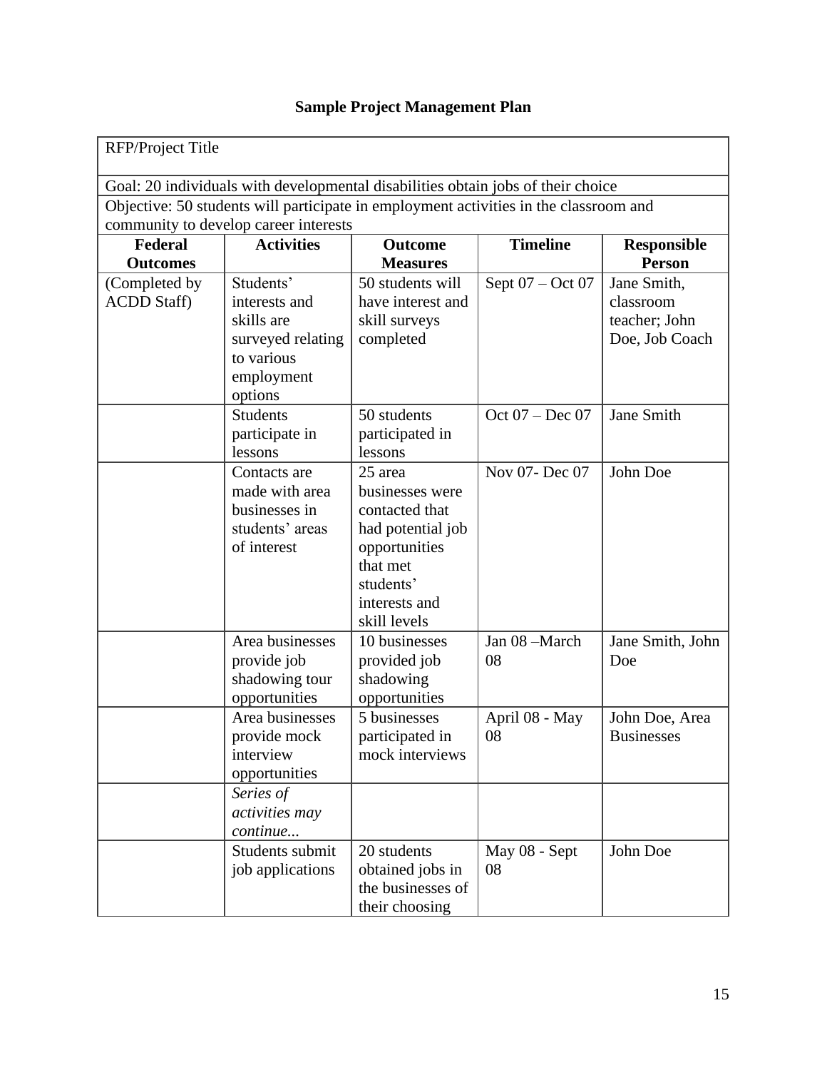## Sample Project Management Plan

| RFP/Project Title | | | | |
|---|---|---|---|---|
| Goal: 20 individuals with developmental disabilities obtain jobs of their choice | | | | |
| Objective: 50 students will participate in employment activities in the classroom and community to develop career interests | | | | |
| **Federal Outcomes** | **Activities** | **Outcome Measures** | **Timeline** | **Responsible Person** |
| (Completed by ACDD Staff) | Students' interests and skills are surveyed relating to various employment options | 50 students will have interest and skill surveys completed | Sept 07 – Oct 07 | Jane Smith, classroom teacher; John Doe, Job Coach |
| | Students participate in lessons | 50 students participated in lessons | Oct 07 – Dec 07 | Jane Smith |
| | Contacts are made with area businesses in students' areas of interest | 25 area businesses were contacted that had potential job opportunities that met students' interests and skill levels | Nov 07- Dec 07 | John Doe |
| | Area businesses provide job shadowing tour opportunities | 10 businesses provided job shadowing opportunities | Jan 08 –March 08 | Jane Smith, John Doe |
| | Area businesses provide mock interview opportunities | 5 businesses participated in mock interviews | April 08 - May 08 | John Doe, Area Businesses |
| | *Series of activities may continue...* | | | |
| | Students submit job applications | 20 students obtained jobs in the businesses of their choosing | May 08 - Sept 08 | John Doe |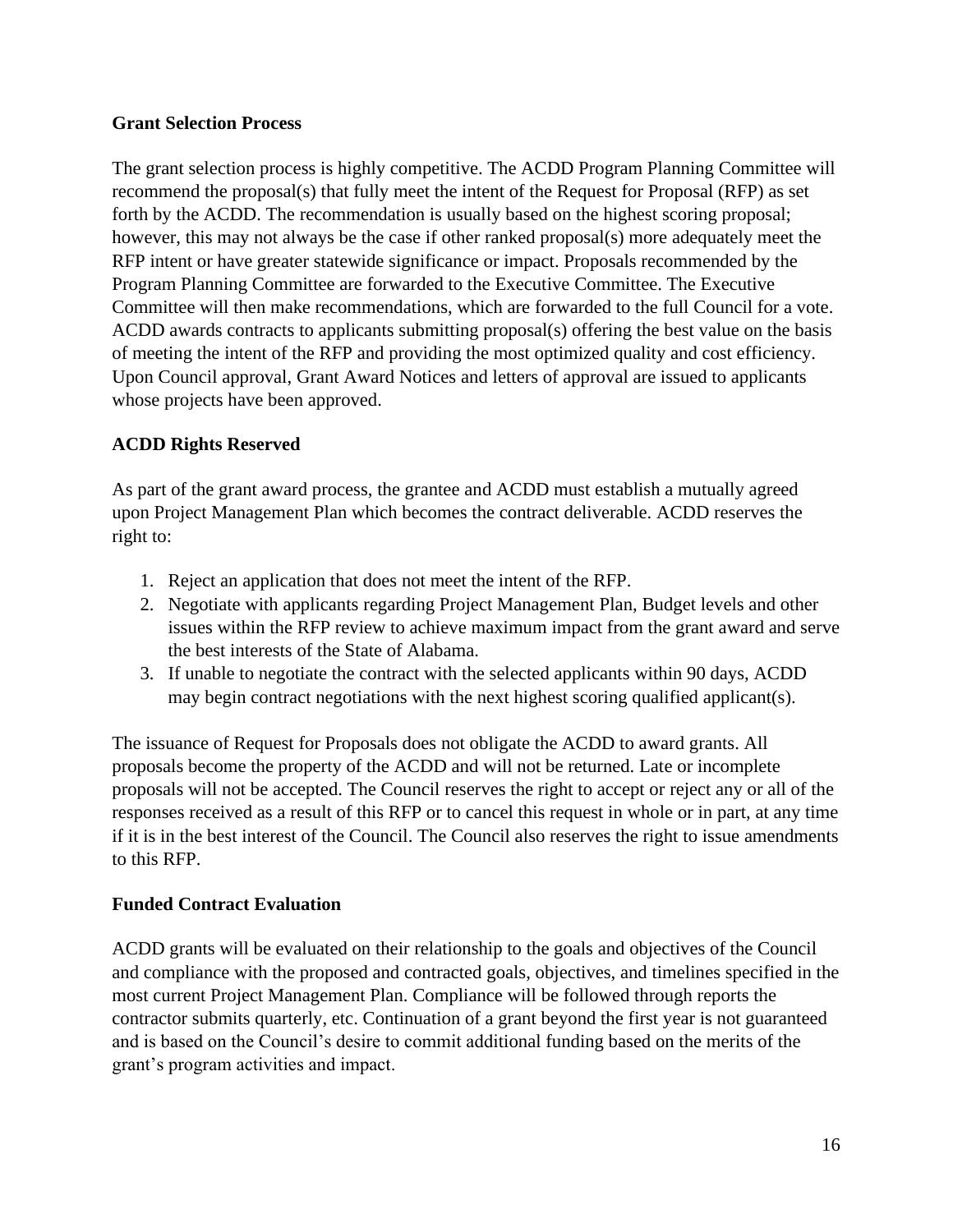**Grant Selection Process**

The grant selection process is highly competitive. The ACDD Program Planning Committee will recommend the proposal(s) that fully meet the intent of the Request for Proposal (RFP) as set forth by the ACDD. The recommendation is usually based on the highest scoring proposal; however, this may not always be the case if other ranked proposal(s) more adequately meet the RFP intent or have greater statewide significance or impact. Proposals recommended by the Program Planning Committee are forwarded to the Executive Committee. The Executive Committee will then make recommendations, which are forwarded to the full Council for a vote. ACDD awards contracts to applicants submitting proposal(s) offering the best value on the basis of meeting the intent of the RFP and providing the most optimized quality and cost efficiency. Upon Council approval, Grant Award Notices and letters of approval are issued to applicants whose projects have been approved.

**ACDD Rights Reserved**

As part of the grant award process, the grantee and ACDD must establish a mutually agreed upon Project Management Plan which becomes the contract deliverable. ACDD reserves the right to:

1. Reject an application that does not meet the intent of the RFP.
2. Negotiate with applicants regarding Project Management Plan, Budget levels and other issues within the RFP review to achieve maximum impact from the grant award and serve the best interests of the State of Alabama.
3. If unable to negotiate the contract with the selected applicants within 90 days, ACDD may begin contract negotiations with the next highest scoring qualified applicant(s).

The issuance of Request for Proposals does not obligate the ACDD to award grants. All proposals become the property of the ACDD and will not be returned. Late or incomplete proposals will not be accepted. The Council reserves the right to accept or reject any or all of the responses received as a result of this RFP or to cancel this request in whole or in part, at any time if it is in the best interest of the Council. The Council also reserves the right to issue amendments to this RFP.

**Funded Contract Evaluation**

ACDD grants will be evaluated on their relationship to the goals and objectives of the Council and compliance with the proposed and contracted goals, objectives, and timelines specified in the most current Project Management Plan. Compliance will be followed through reports the contractor submits quarterly, etc. Continuation of a grant beyond the first year is not guaranteed and is based on the Council's desire to commit additional funding based on the merits of the grant's program activities and impact.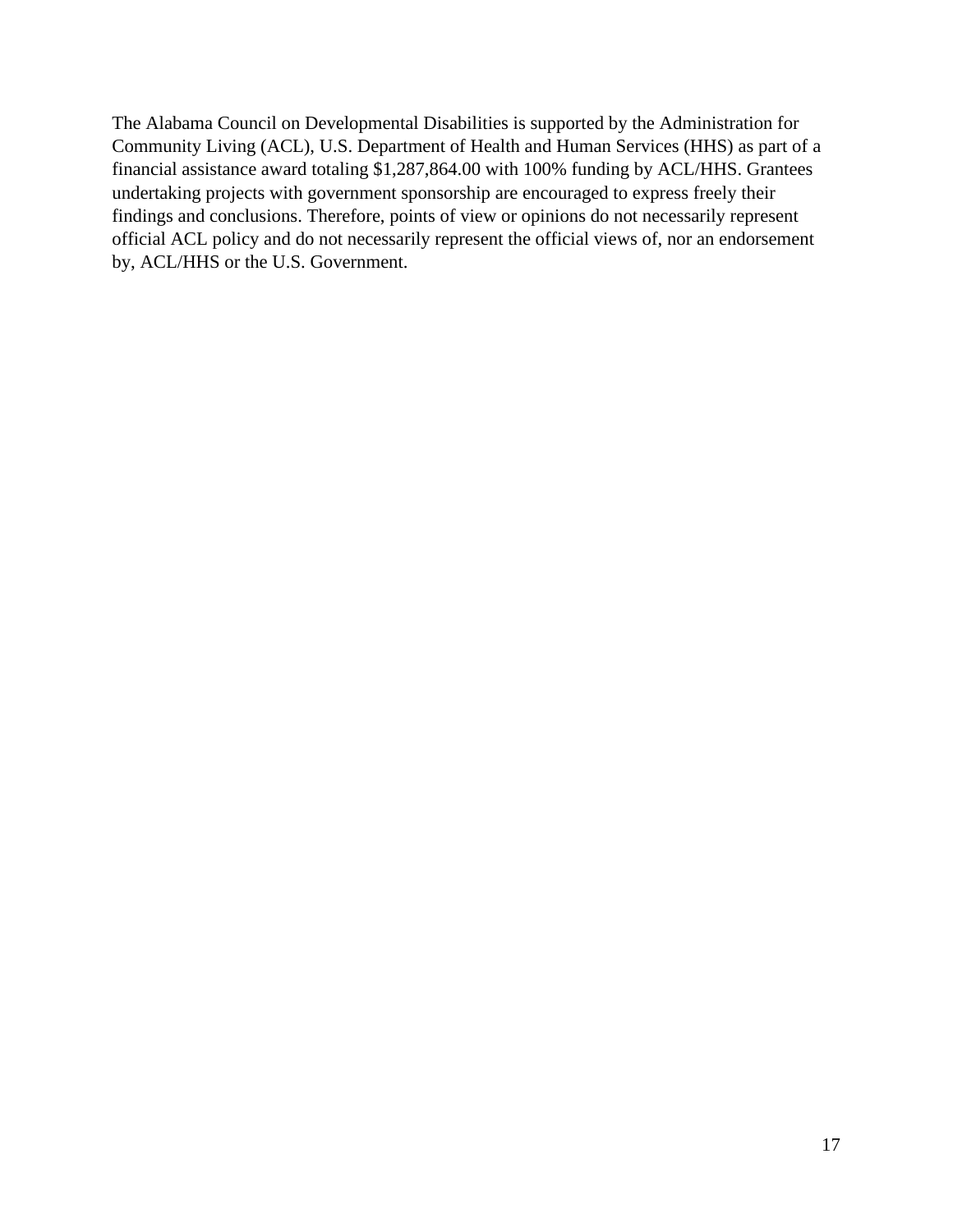The Alabama Council on Developmental Disabilities is supported by the Administration for Community Living (ACL), U.S. Department of Health and Human Services (HHS) as part of a financial assistance award totaling $1,287,864.00 with 100% funding by ACL/HHS. Grantees undertaking projects with government sponsorship are encouraged to express freely their findings and conclusions. Therefore, points of view or opinions do not necessarily represent official ACL policy and do not necessarily represent the official views of, nor an endorsement by, ACL/HHS or the U.S. Government.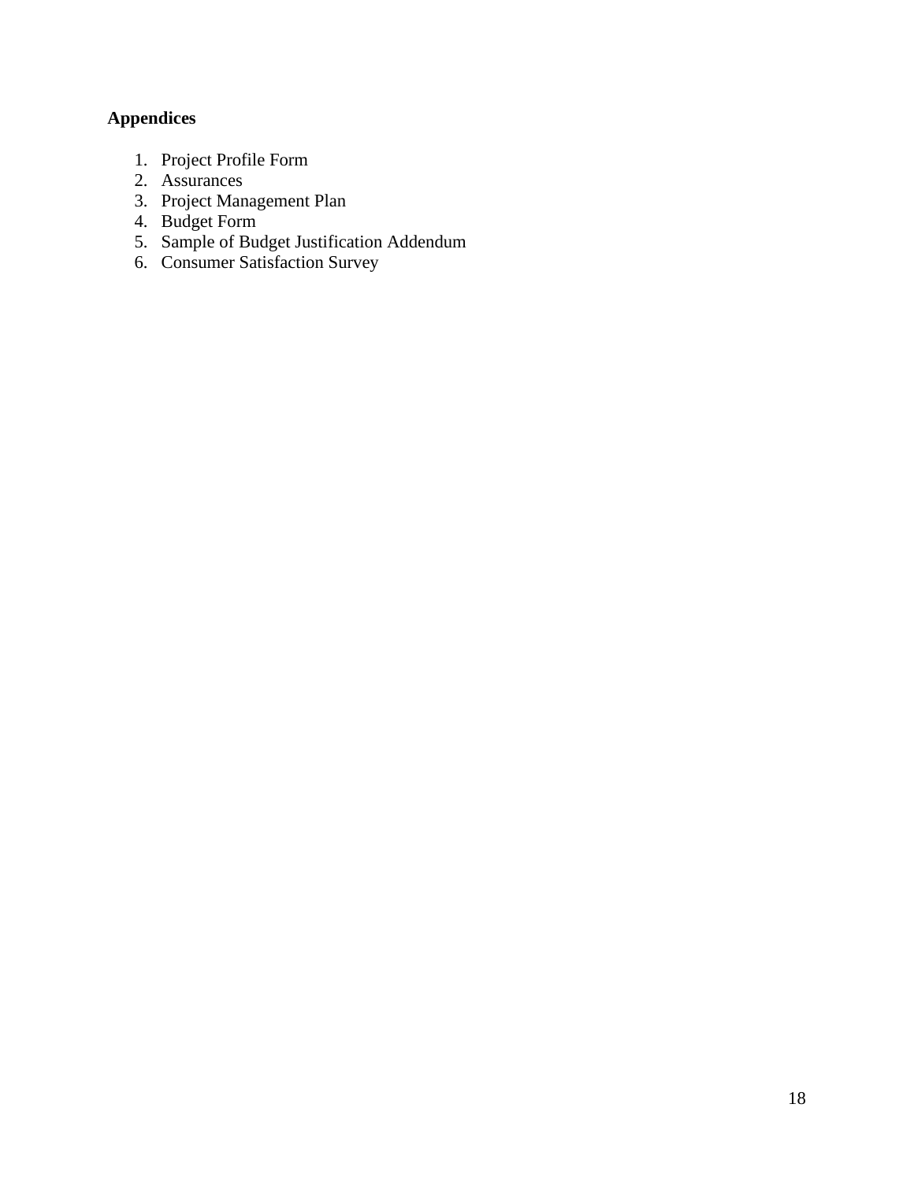**Appendices**

1. Project Profile Form
2. Assurances
3. Project Management Plan
4. Budget Form
5. Sample of Budget Justification Addendum
6. Consumer Satisfaction Survey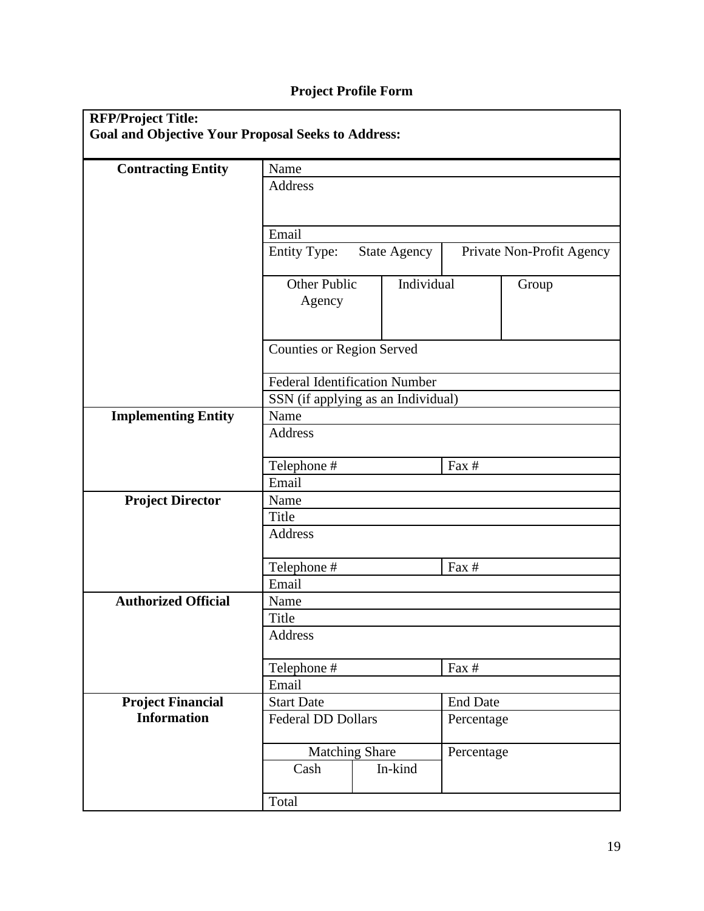# Project Profile Form

| **RFP/Project Title:**<br>**Goal and Objective Your Proposal Seeks to Address:** | | | | |
|---|---|---|---|---|
| **Contracting Entity** | Name | | | |
| | Address | | | |
| | Email | | | |
| | Entity Type: State Agency | | Private Non-Profit Agency | |
| | Other Public Agency | Individual | | Group |
| | Counties or Region Served | | | |
| | Federal Identification Number | | | |
| | SSN (if applying as an Individual) | | | |
| **Implementing Entity** | Name | | | |
| | Address | | | |
| | Telephone # | | Fax # | |
| | Email | | | |
| **Project Director** | Name | | | |
| | Title | | | |
| | Address | | | |
| | Telephone # | | Fax # | |
| | Email | | | |
| **Authorized Official** | Name | | | |
| | Title | | | |
| | Address | | | |
| | Telephone # | | Fax # | |
| | Email | | | |
| **Project Financial Information** | Start Date | | End Date | |
| | Federal DD Dollars | | Percentage | |
| | Matching Share | | Percentage | |
| | Cash | In-kind | | |
| | Total | | | |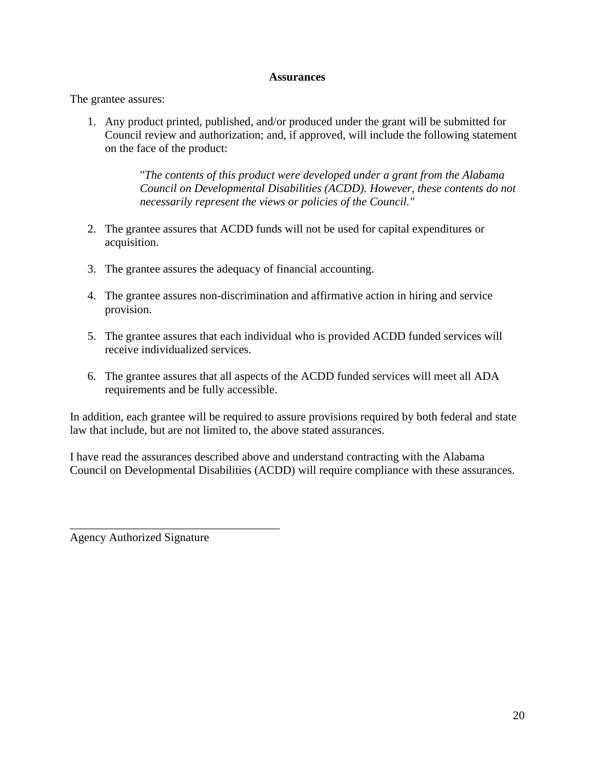**Assurances**

The grantee assures:

1. Any product printed, published, and/or produced under the grant will be submitted for Council review and authorization; and, if approved, will include the following statement on the face of the product:

   "*The contents of this product were developed under a grant from the Alabama Council on Developmental Disabilities (ACDD). However, these contents do not necessarily represent the views or policies of the Council."*

2. The grantee assures that ACDD funds will not be used for capital expenditures or acquisition.

3. The grantee assures the adequacy of financial accounting.

4. The grantee assures non-discrimination and affirmative action in hiring and service provision.

5. The grantee assures that each individual who is provided ACDD funded services will receive individualized services.

6. The grantee assures that all aspects of the ACDD funded services will meet all ADA requirements and be fully accessible.

In addition, each grantee will be required to assure provisions required by both federal and state law that include, but are not limited to, the above stated assurances.

I have read the assurances described above and understand contracting with the Alabama Council on Developmental Disabilities (ACDD) will require compliance with these assurances.

_____________________________________
Agency Authorized Signature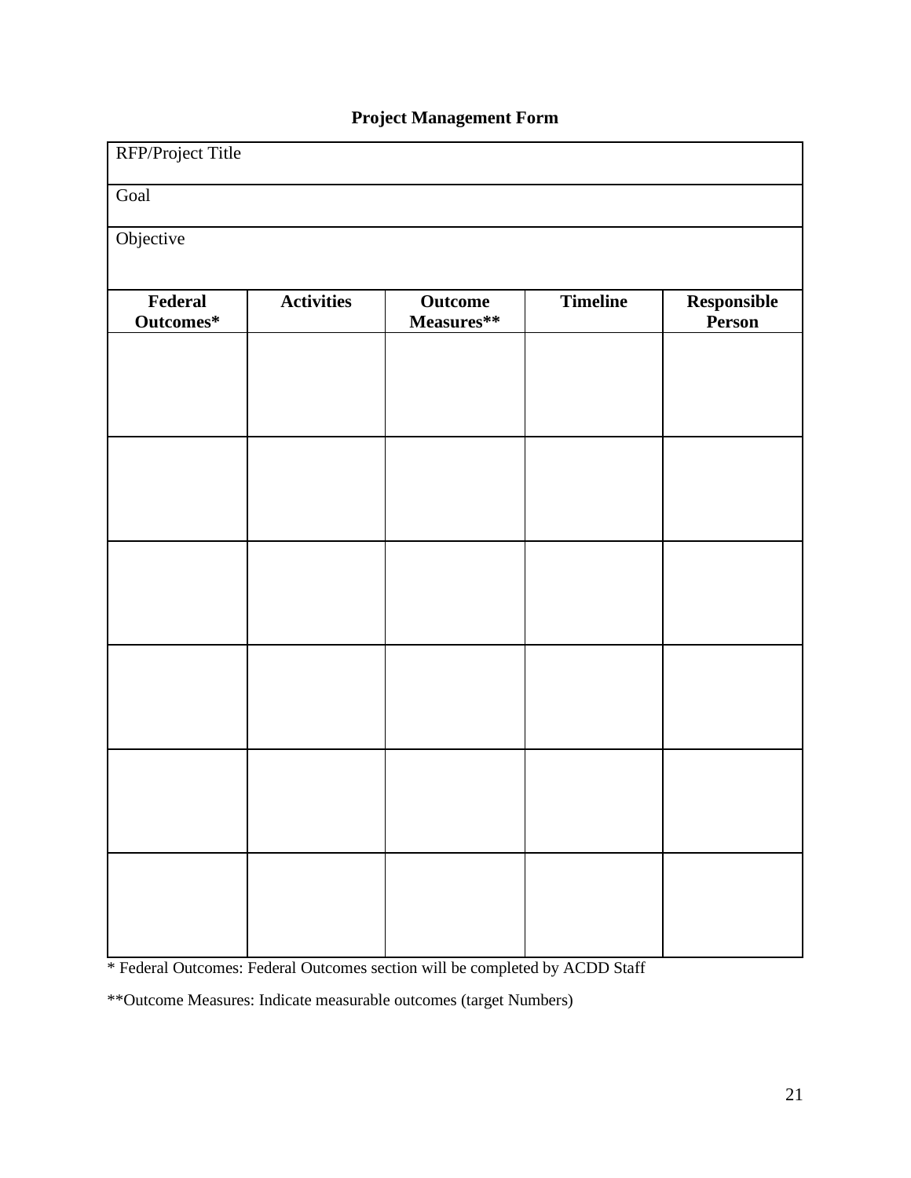**Project Management Form**

| RFP/Project Title | | | | |
|---|---|---|---|---|
| Goal | | | | |
| Objective | | | | |
| **Federal Outcomes*** | **Activities** | **Outcome Measures**** | **Timeline** | **Responsible Person** |
| | | | | |
| | | | | |
| | | | | |
| | | | | |
| | | | | |
| | | | | |

* Federal Outcomes: Federal Outcomes section will be completed by ACDD Staff

**Outcome Measures: Indicate measurable outcomes (target Numbers)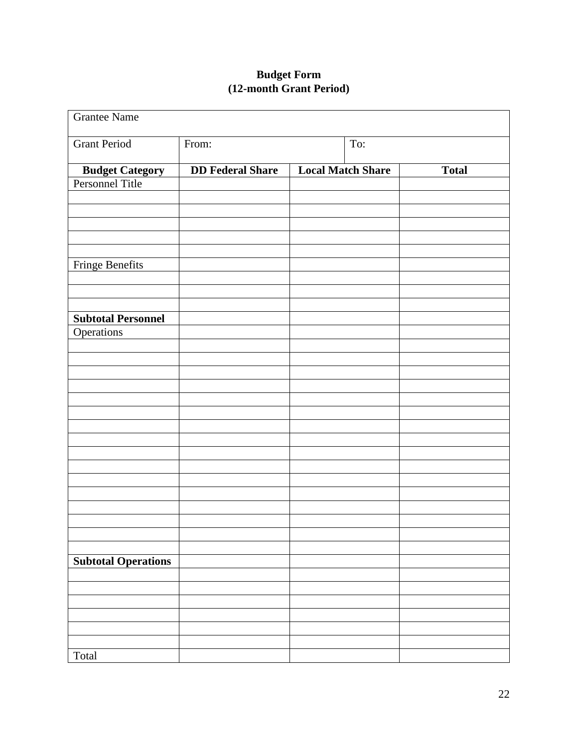**Budget Form**
**(12-month Grant Period)**

| Grantee Name | | | |
|---|---|---|---|
| Grant Period | From: | To: | |
| **Budget Category** | **DD Federal Share** | **Local Match Share** | **Total** |
| Personnel Title | | | |
| | | | |
| | | | |
| | | | |
| | | | |
| | | | |
| Fringe Benefits | | | |
| | | | |
| | | | |
| | | | |
| **Subtotal Personnel** | | | |
| Operations | | | |
| | | | |
| | | | |
| | | | |
| | | | |
| | | | |
| | | | |
| | | | |
| | | | |
| | | | |
| | | | |
| | | | |
| | | | |
| | | | |
| | | | |
| | | | |
| | | | |
| **Subtotal Operations** | | | |
| | | | |
| | | | |
| | | | |
| | | | |
| | | | |
| | | | |
| Total | | | |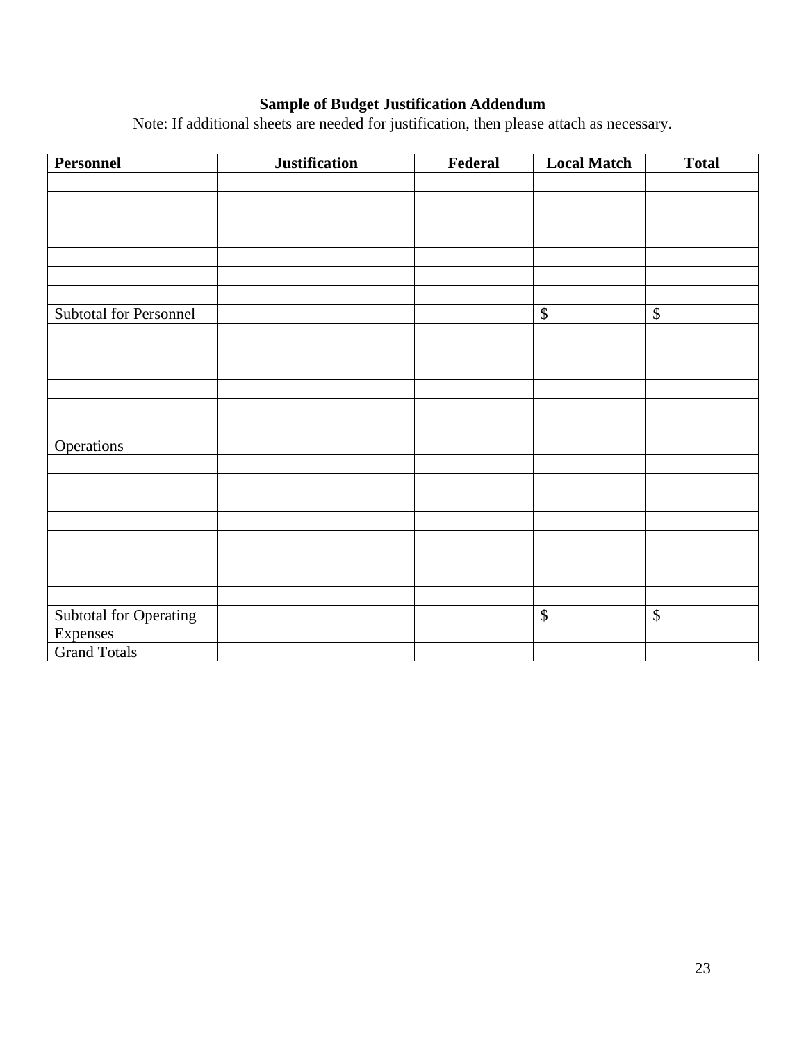**Sample of Budget Justification Addendum**

Note: If additional sheets are needed for justification, then please attach as necessary.

| Personnel | Justification | Federal | Local Match | Total |
|---|---|---|---|---|
| | | | | |
| | | | | |
| | | | | |
| | | | | |
| | | | | |
| | | | | |
| | | | | |
| Subtotal for Personnel | | | $ | $ |
| | | | | |
| | | | | |
| | | | | |
| | | | | |
| | | | | |
| | | | | |
| Operations | | | | |
| | | | | |
| | | | | |
| | | | | |
| | | | | |
| | | | | |
| | | | | |
| | | | | |
| | | | | |
| Subtotal for Operating Expenses | | | $ | $ |
| Grand Totals | | | | |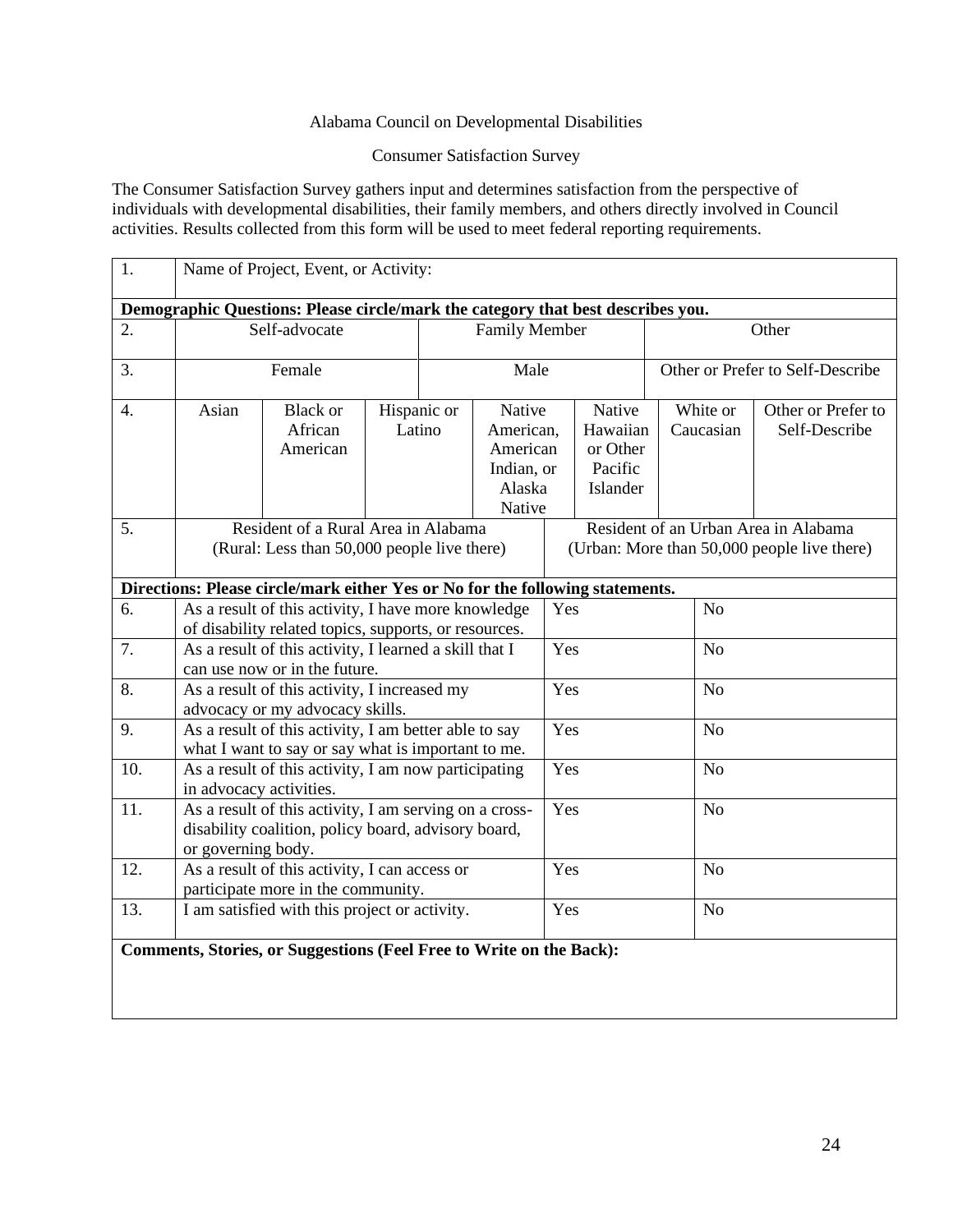Alabama Council on Developmental Disabilities

Consumer Satisfaction Survey

The Consumer Satisfaction Survey gathers input and determines satisfaction from the perspective of individuals with developmental disabilities, their family members, and others directly involved in Council activities. Results collected from this form will be used to meet federal reporting requirements.

| 1. | Name of Project, Event, or Activity: | | | | | | |
|---|---|---|---|---|---|---|---|
| **Demographic Questions: Please circle/mark the category that best describes you.** | | | | | | | |
| 2. | Self-advocate | | Family Member | | | Other | |
| 3. | Female | | Male | | | Other or Prefer to Self-Describe | |
| 4. | Asian | Black or African American | Hispanic or Latino | Native American, American Indian, or Alaska Native | Native Hawaiian or Other Pacific Islander | White or Caucasian | Other or Prefer to Self-Describe |
| 5. | Resident of a Rural Area in Alabama (Rural: Less than 50,000 people live there) | | | Resident of an Urban Area in Alabama (Urban: More than 50,000 people live there) | | | |
| **Directions: Please circle/mark either Yes or No for the following statements.** | | | | | | | |
| 6. | As a result of this activity, I have more knowledge of disability related topics, supports, or resources. | | | Yes | | No | |
| 7. | As a result of this activity, I learned a skill that I can use now or in the future. | | | Yes | | No | |
| 8. | As a result of this activity, I increased my advocacy or my advocacy skills. | | | Yes | | No | |
| 9. | As a result of this activity, I am better able to say what I want to say or say what is important to me. | | | Yes | | No | |
| 10. | As a result of this activity, I am now participating in advocacy activities. | | | Yes | | No | |
| 11. | As a result of this activity, I am serving on a cross-disability coalition, policy board, advisory board, or governing body. | | | Yes | | No | |
| 12. | As a result of this activity, I can access or participate more in the community. | | | Yes | | No | |
| 13. | I am satisfied with this project or activity. | | | Yes | | No | |
| **Comments, Stories, or Suggestions (Feel Free to Write on the Back):** | | | | | | | |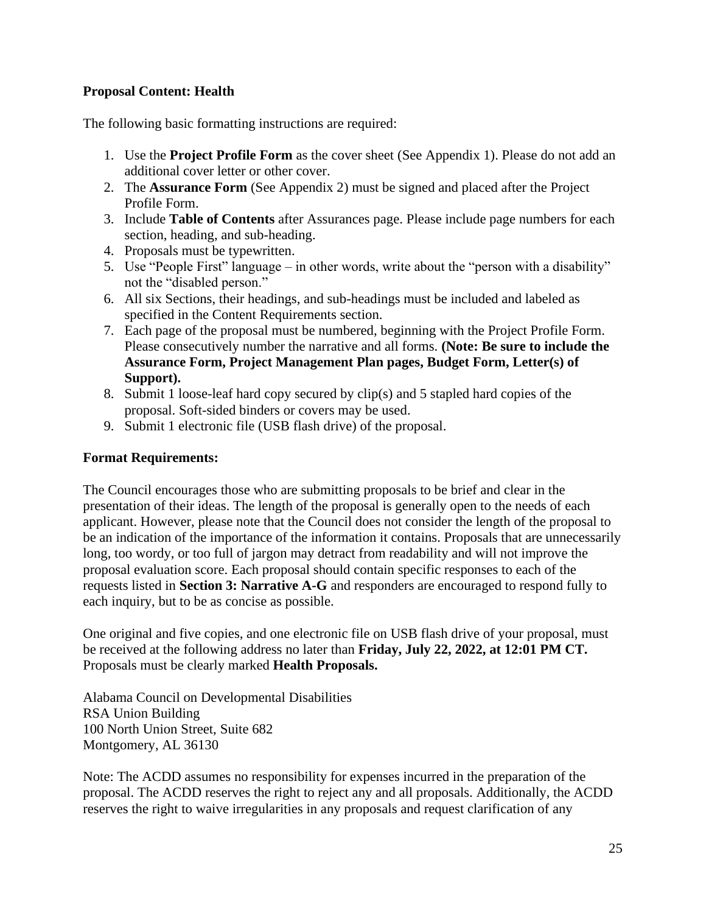**Proposal Content: Health**

The following basic formatting instructions are required:

1. Use the **Project Profile Form** as the cover sheet (See Appendix 1). Please do not add an additional cover letter or other cover.
2. The **Assurance Form** (See Appendix 2) must be signed and placed after the Project Profile Form.
3. Include **Table of Contents** after Assurances page. Please include page numbers for each section, heading, and sub-heading.
4. Proposals must be typewritten.
5. Use "People First" language – in other words, write about the "person with a disability" not the "disabled person."
6. All six Sections, their headings, and sub-headings must be included and labeled as specified in the Content Requirements section.
7. Each page of the proposal must be numbered, beginning with the Project Profile Form. Please consecutively number the narrative and all forms. **(Note: Be sure to include the Assurance Form, Project Management Plan pages, Budget Form, Letter(s) of Support).**
8. Submit 1 loose-leaf hard copy secured by clip(s) and 5 stapled hard copies of the proposal. Soft-sided binders or covers may be used.
9. Submit 1 electronic file (USB flash drive) of the proposal.

**Format Requirements:**

The Council encourages those who are submitting proposals to be brief and clear in the presentation of their ideas. The length of the proposal is generally open to the needs of each applicant. However, please note that the Council does not consider the length of the proposal to be an indication of the importance of the information it contains. Proposals that are unnecessarily long, too wordy, or too full of jargon may detract from readability and will not improve the proposal evaluation score. Each proposal should contain specific responses to each of the requests listed in **Section 3: Narrative A-G** and responders are encouraged to respond fully to each inquiry, but to be as concise as possible.

One original and five copies, and one electronic file on USB flash drive of your proposal, must be received at the following address no later than **Friday, July 22, 2022, at 12:01 PM CT.** Proposals must be clearly marked **Health Proposals.**

Alabama Council on Developmental Disabilities
RSA Union Building
100 North Union Street, Suite 682
Montgomery, AL 36130

Note: The ACDD assumes no responsibility for expenses incurred in the preparation of the proposal. The ACDD reserves the right to reject any and all proposals. Additionally, the ACDD reserves the right to waive irregularities in any proposals and request clarification of any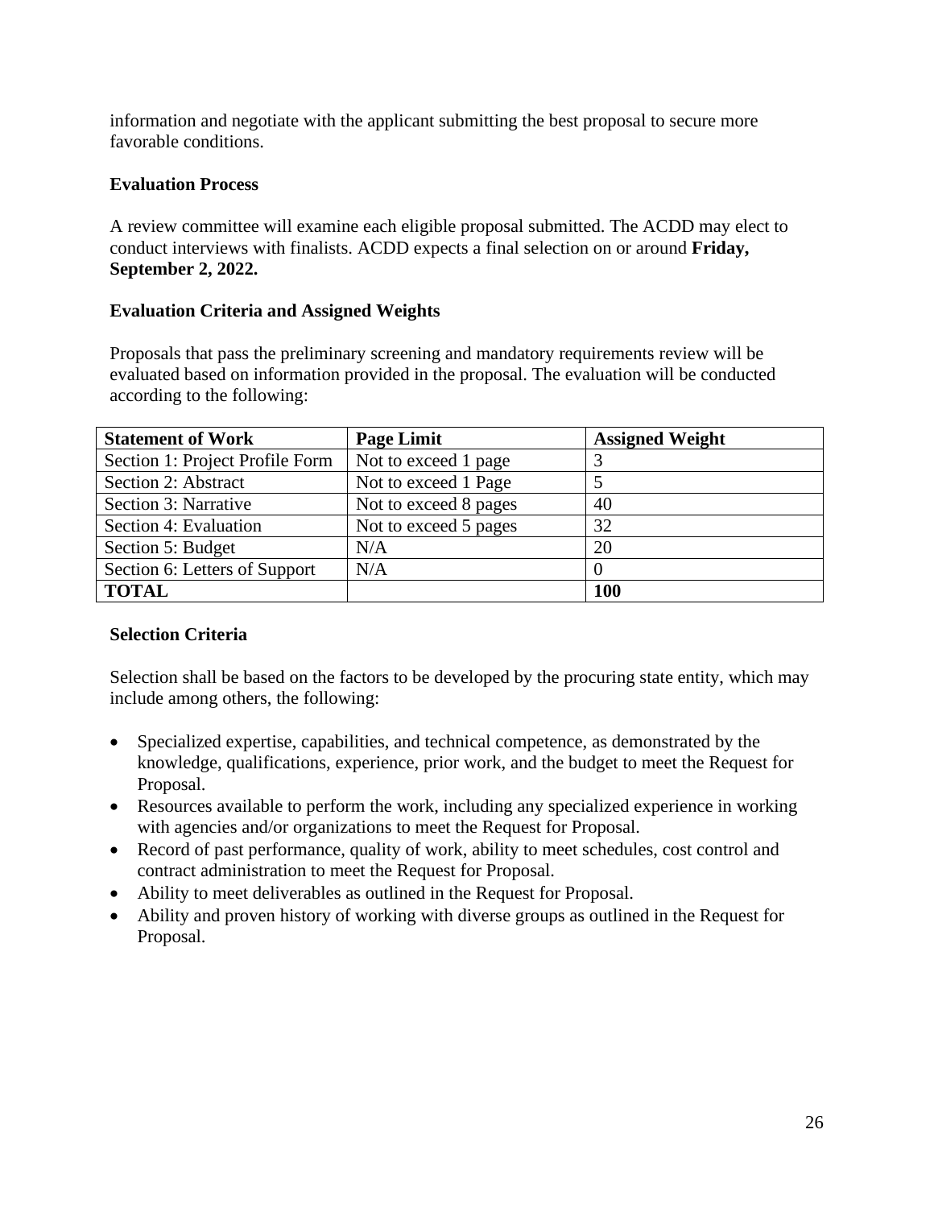information and negotiate with the applicant submitting the best proposal to secure more favorable conditions.

**Evaluation Process**

A review committee will examine each eligible proposal submitted. The ACDD may elect to conduct interviews with finalists. ACDD expects a final selection on or around **Friday, September 2, 2022.**

**Evaluation Criteria and Assigned Weights**

Proposals that pass the preliminary screening and mandatory requirements review will be evaluated based on information provided in the proposal. The evaluation will be conducted according to the following:

| Statement of Work | Page Limit | Assigned Weight |
|---|---|---|
| Section 1: Project Profile Form | Not to exceed 1 page | 3 |
| Section 2: Abstract | Not to exceed 1 Page | 5 |
| Section 3: Narrative | Not to exceed 8 pages | 40 |
| Section 4: Evaluation | Not to exceed 5 pages | 32 |
| Section 5: Budget | N/A | 20 |
| Section 6: Letters of Support | N/A | 0 |
| **TOTAL** | | **100** |

**Selection Criteria**

Selection shall be based on the factors to be developed by the procuring state entity, which may include among others, the following:

- Specialized expertise, capabilities, and technical competence, as demonstrated by the knowledge, qualifications, experience, prior work, and the budget to meet the Request for Proposal.
- Resources available to perform the work, including any specialized experience in working with agencies and/or organizations to meet the Request for Proposal.
- Record of past performance, quality of work, ability to meet schedules, cost control and contract administration to meet the Request for Proposal.
- Ability to meet deliverables as outlined in the Request for Proposal.
- Ability and proven history of working with diverse groups as outlined in the Request for Proposal.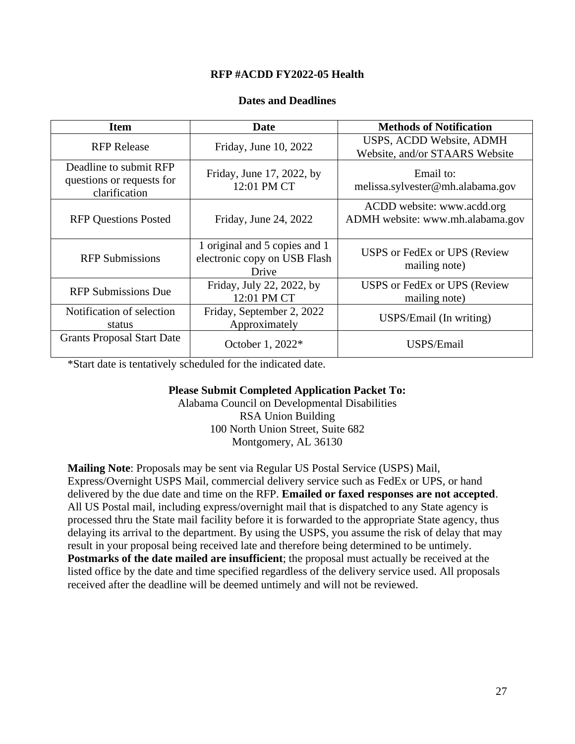**RFP #ACDD FY2022-05 Health**

**Dates and Deadlines**

| Item | Date | Methods of Notification |
|---|---|---|
| RFP Release | Friday, June 10, 2022 | USPS, ACDD Website, ADMH Website, and/or STAARS Website |
| Deadline to submit RFP questions or requests for clarification | Friday, June 17, 2022, by 12:01 PM CT | Email to: melissa.sylvester@mh.alabama.gov |
| RFP Questions Posted | Friday, June 24, 2022 | ACDD website: www.acdd.org ADMH website: www.mh.alabama.gov |
| RFP Submissions | 1 original and 5 copies and 1 electronic copy on USB Flash Drive | USPS or FedEx or UPS (Review mailing note) |
| RFP Submissions Due | Friday, July 22, 2022, by 12:01 PM CT | USPS or FedEx or UPS (Review mailing note) |
| Notification of selection status | Friday, September 2, 2022 Approximately | USPS/Email (In writing) |
| Grants Proposal Start Date | October 1, 2022* | USPS/Email |

*Start date is tentatively scheduled for the indicated date.

**Please Submit Completed Application Packet To:**
Alabama Council on Developmental Disabilities
RSA Union Building
100 North Union Street, Suite 682
Montgomery, AL 36130

**Mailing Note**: Proposals may be sent via Regular US Postal Service (USPS) Mail, Express/Overnight USPS Mail, commercial delivery service such as FedEx or UPS, or hand delivered by the due date and time on the RFP. **Emailed or faxed responses are not accepted**. All US Postal mail, including express/overnight mail that is dispatched to any State agency is processed thru the State mail facility before it is forwarded to the appropriate State agency, thus delaying its arrival to the department. By using the USPS, you assume the risk of delay that may result in your proposal being received late and therefore being determined to be untimely. **Postmarks of the date mailed are insufficient**; the proposal must actually be received at the listed office by the date and time specified regardless of the delivery service used. All proposals received after the deadline will be deemed untimely and will not be reviewed.